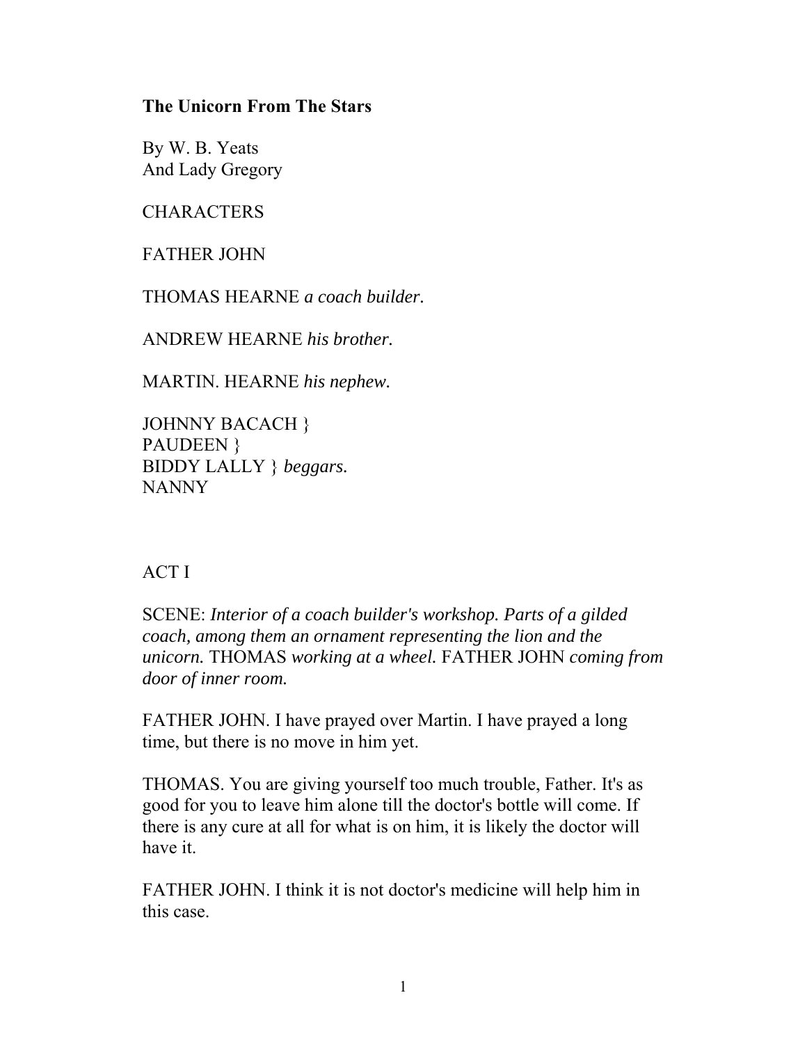# The Unicorn From The Stars

By W. B. Yeats
And Lady Gregory

CHARACTERS

FATHER JOHN

THOMAS HEARNE *a coach builder.*

ANDREW HEARNE *his brother.*

MARTIN. HEARNE *his nephew.*

JOHNNY BACACH }
PAUDEEN }
BIDDY LALLY } *beggars.*
NANNY

## ACT I

SCENE: *Interior of a coach builder's workshop. Parts of a gilded coach, among them an ornament representing the lion and the unicorn.* THOMAS *working at a wheel.* FATHER JOHN *coming from door of inner room.*

FATHER JOHN. I have prayed over Martin. I have prayed a long time, but there is no move in him yet.

THOMAS. You are giving yourself too much trouble, Father. It's as good for you to leave him alone till the doctor's bottle will come. If there is any cure at all for what is on him, it is likely the doctor will have it.

FATHER JOHN. I think it is not doctor's medicine will help him in this case.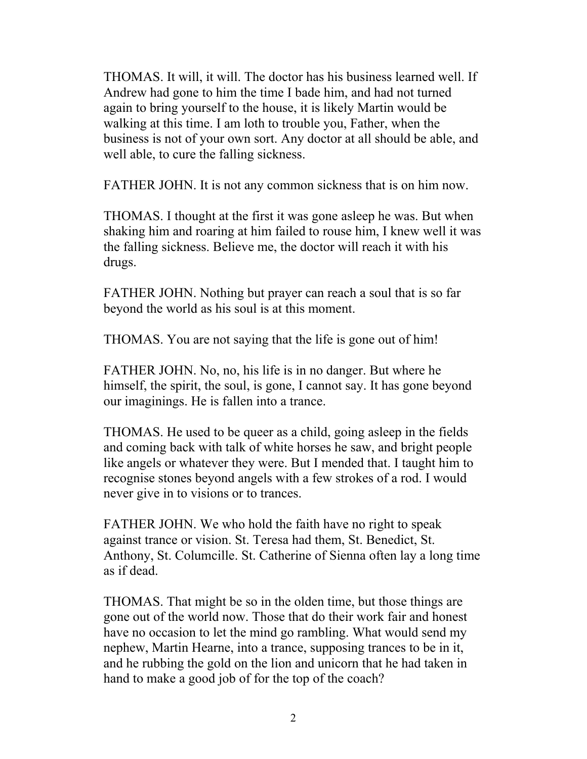THOMAS. It will, it will. The doctor has his business learned well. If Andrew had gone to him the time I bade him, and had not turned again to bring yourself to the house, it is likely Martin would be walking at this time. I am loth to trouble you, Father, when the business is not of your own sort. Any doctor at all should be able, and well able, to cure the falling sickness.

FATHER JOHN. It is not any common sickness that is on him now.

THOMAS. I thought at the first it was gone asleep he was. But when shaking him and roaring at him failed to rouse him, I knew well it was the falling sickness. Believe me, the doctor will reach it with his drugs.

FATHER JOHN. Nothing but prayer can reach a soul that is so far beyond the world as his soul is at this moment.

THOMAS. You are not saying that the life is gone out of him!

FATHER JOHN. No, no, his life is in no danger. But where he himself, the spirit, the soul, is gone, I cannot say. It has gone beyond our imaginings. He is fallen into a trance.

THOMAS. He used to be queer as a child, going asleep in the fields and coming back with talk of white horses he saw, and bright people like angels or whatever they were. But I mended that. I taught him to recognise stones beyond angels with a few strokes of a rod. I would never give in to visions or to trances.

FATHER JOHN. We who hold the faith have no right to speak against trance or vision. St. Teresa had them, St. Benedict, St. Anthony, St. Columcille. St. Catherine of Sienna often lay a long time as if dead.

THOMAS. That might be so in the olden time, but those things are gone out of the world now. Those that do their work fair and honest have no occasion to let the mind go rambling. What would send my nephew, Martin Hearne, into a trance, supposing trances to be in it, and he rubbing the gold on the lion and unicorn that he had taken in hand to make a good job of for the top of the coach?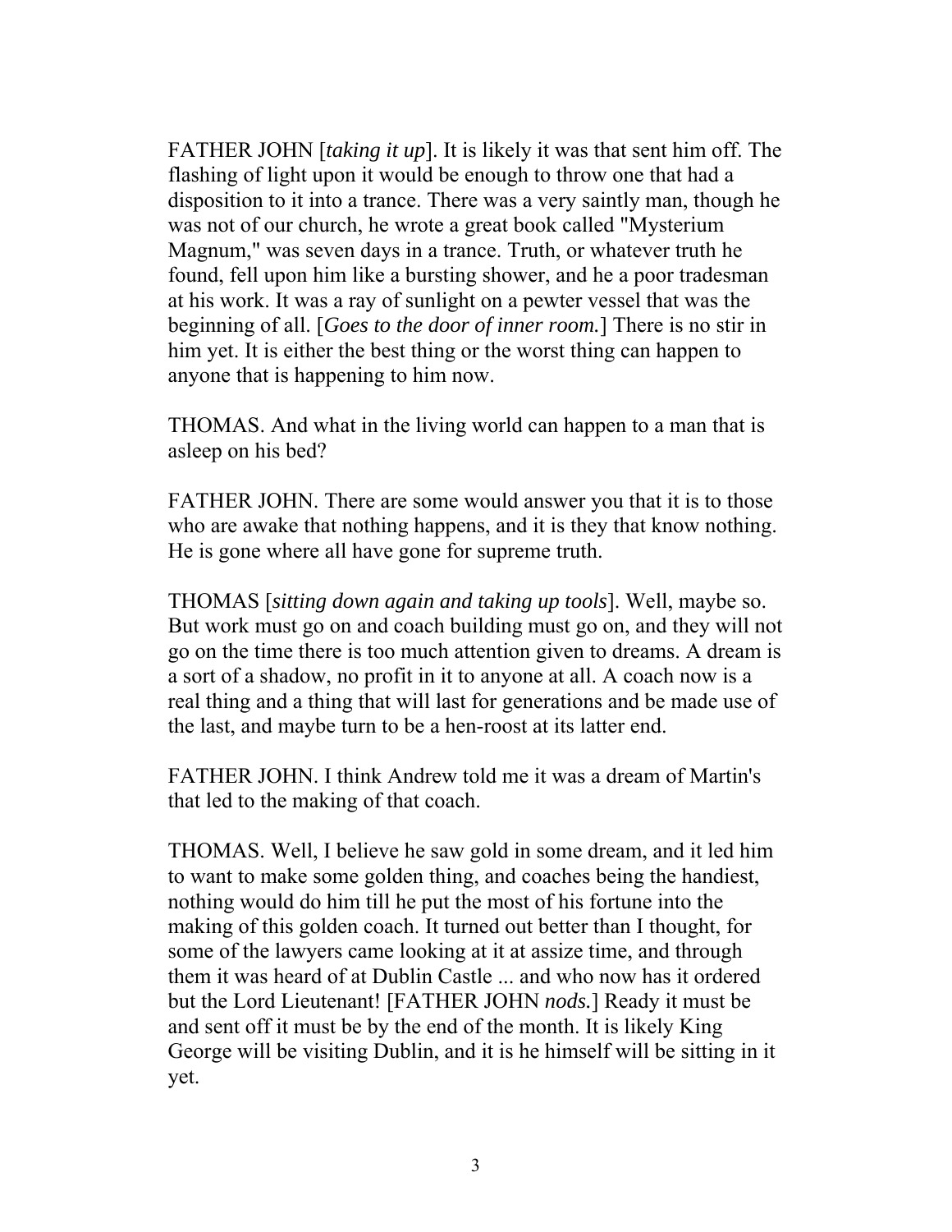FATHER JOHN [*taking it up*]. It is likely it was that sent him off. The flashing of light upon it would be enough to throw one that had a disposition to it into a trance. There was a very saintly man, though he was not of our church, he wrote a great book called "Mysterium Magnum," was seven days in a trance. Truth, or whatever truth he found, fell upon him like a bursting shower, and he a poor tradesman at his work. It was a ray of sunlight on a pewter vessel that was the beginning of all. [*Goes to the door of inner room.*] There is no stir in him yet. It is either the best thing or the worst thing can happen to anyone that is happening to him now.

THOMAS. And what in the living world can happen to a man that is asleep on his bed?

FATHER JOHN. There are some would answer you that it is to those who are awake that nothing happens, and it is they that know nothing. He is gone where all have gone for supreme truth.

THOMAS [*sitting down again and taking up tools*]. Well, maybe so. But work must go on and coach building must go on, and they will not go on the time there is too much attention given to dreams. A dream is a sort of a shadow, no profit in it to anyone at all. A coach now is a real thing and a thing that will last for generations and be made use of the last, and maybe turn to be a hen-roost at its latter end.

FATHER JOHN. I think Andrew told me it was a dream of Martin's that led to the making of that coach.

THOMAS. Well, I believe he saw gold in some dream, and it led him to want to make some golden thing, and coaches being the handiest, nothing would do him till he put the most of his fortune into the making of this golden coach. It turned out better than I thought, for some of the lawyers came looking at it at assize time, and through them it was heard of at Dublin Castle ... and who now has it ordered but the Lord Lieutenant! [FATHER JOHN *nods.*] Ready it must be and sent off it must be by the end of the month. It is likely King George will be visiting Dublin, and it is he himself will be sitting in it yet.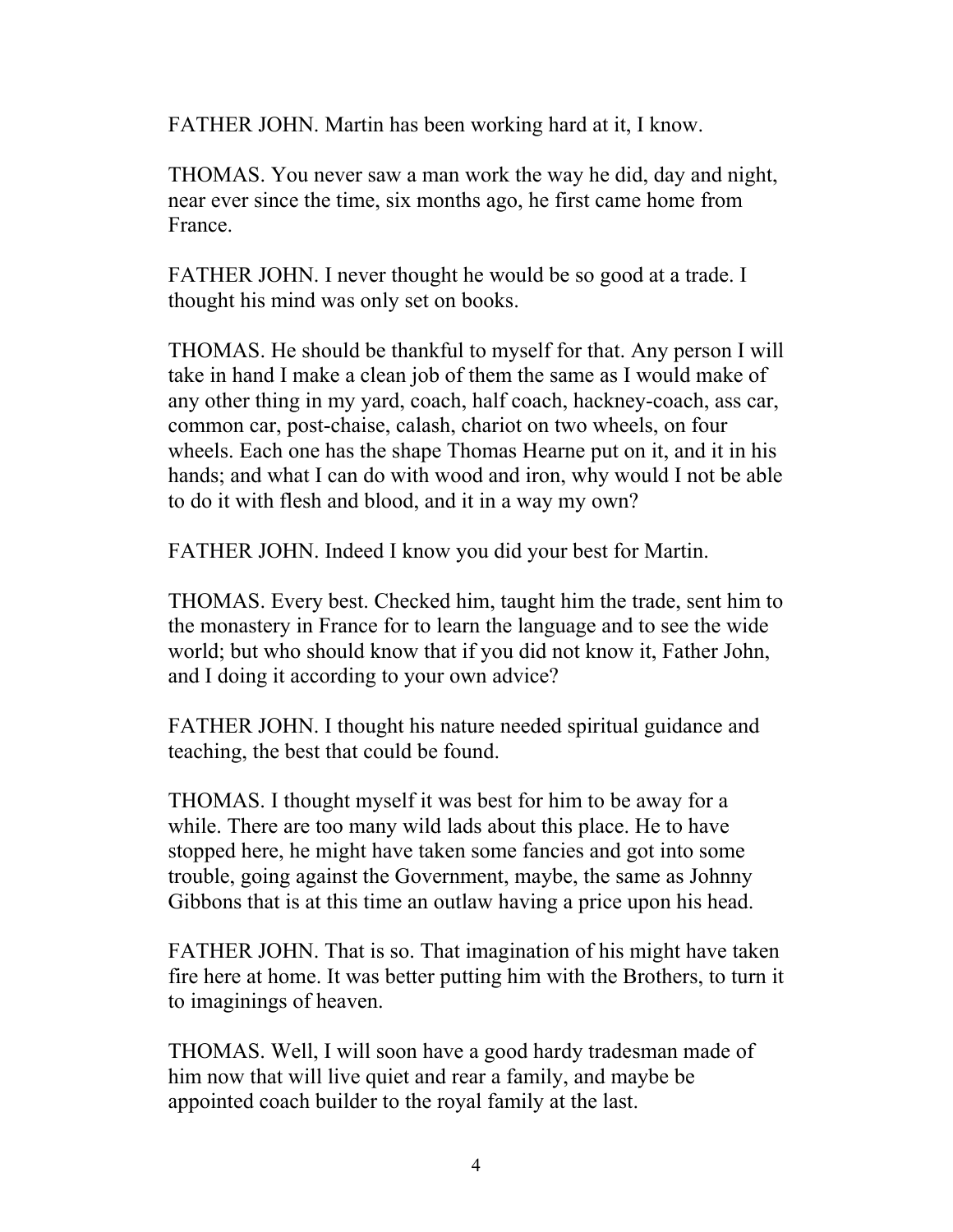FATHER JOHN. Martin has been working hard at it, I know.

THOMAS. You never saw a man work the way he did, day and night, near ever since the time, six months ago, he first came home from France.

FATHER JOHN. I never thought he would be so good at a trade. I thought his mind was only set on books.

THOMAS. He should be thankful to myself for that. Any person I will take in hand I make a clean job of them the same as I would make of any other thing in my yard, coach, half coach, hackney-coach, ass car, common car, post-chaise, calash, chariot on two wheels, on four wheels. Each one has the shape Thomas Hearne put on it, and it in his hands; and what I can do with wood and iron, why would I not be able to do it with flesh and blood, and it in a way my own?

FATHER JOHN. Indeed I know you did your best for Martin.

THOMAS. Every best. Checked him, taught him the trade, sent him to the monastery in France for to learn the language and to see the wide world; but who should know that if you did not know it, Father John, and I doing it according to your own advice?

FATHER JOHN. I thought his nature needed spiritual guidance and teaching, the best that could be found.

THOMAS. I thought myself it was best for him to be away for a while. There are too many wild lads about this place. He to have stopped here, he might have taken some fancies and got into some trouble, going against the Government, maybe, the same as Johnny Gibbons that is at this time an outlaw having a price upon his head.

FATHER JOHN. That is so. That imagination of his might have taken fire here at home. It was better putting him with the Brothers, to turn it to imaginings of heaven.

THOMAS. Well, I will soon have a good hardy tradesman made of him now that will live quiet and rear a family, and maybe be appointed coach builder to the royal family at the last.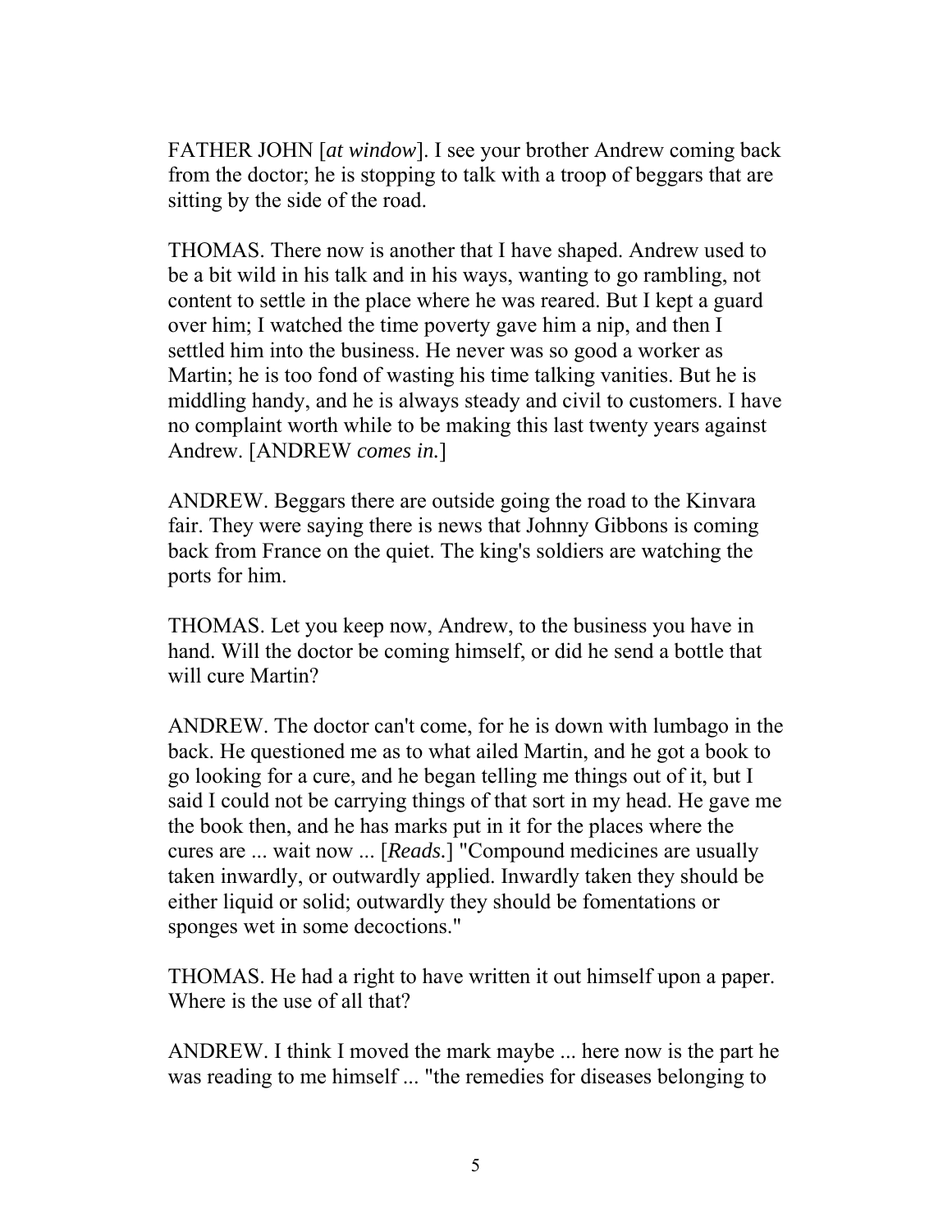FATHER JOHN [*at window*]. I see your brother Andrew coming back from the doctor; he is stopping to talk with a troop of beggars that are sitting by the side of the road.

THOMAS. There now is another that I have shaped. Andrew used to be a bit wild in his talk and in his ways, wanting to go rambling, not content to settle in the place where he was reared. But I kept a guard over him; I watched the time poverty gave him a nip, and then I settled him into the business. He never was so good a worker as Martin; he is too fond of wasting his time talking vanities. But he is middling handy, and he is always steady and civil to customers. I have no complaint worth while to be making this last twenty years against Andrew. [ANDREW *comes in.*]

ANDREW. Beggars there are outside going the road to the Kinvara fair. They were saying there is news that Johnny Gibbons is coming back from France on the quiet. The king's soldiers are watching the ports for him.

THOMAS. Let you keep now, Andrew, to the business you have in hand. Will the doctor be coming himself, or did he send a bottle that will cure Martin?

ANDREW. The doctor can't come, for he is down with lumbago in the back. He questioned me as to what ailed Martin, and he got a book to go looking for a cure, and he began telling me things out of it, but I said I could not be carrying things of that sort in my head. He gave me the book then, and he has marks put in it for the places where the cures are ... wait now ... [*Reads.*] "Compound medicines are usually taken inwardly, or outwardly applied. Inwardly taken they should be either liquid or solid; outwardly they should be fomentations or sponges wet in some decoctions."

THOMAS. He had a right to have written it out himself upon a paper. Where is the use of all that?

ANDREW. I think I moved the mark maybe ... here now is the part he was reading to me himself ... "the remedies for diseases belonging to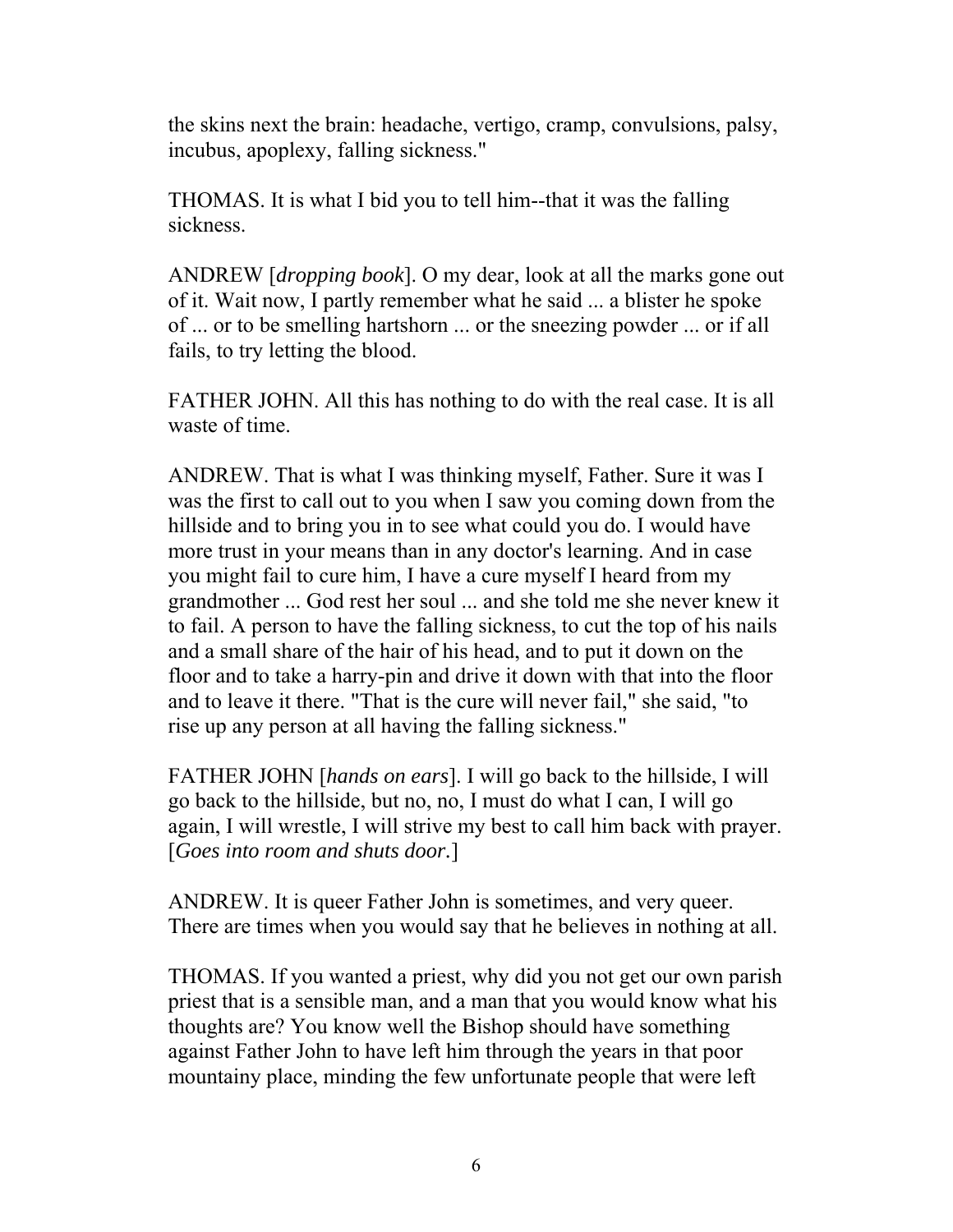the skins next the brain: headache, vertigo, cramp, convulsions, palsy, incubus, apoplexy, falling sickness."

THOMAS. It is what I bid you to tell him--that it was the falling sickness.

ANDREW [*dropping book*]. O my dear, look at all the marks gone out of it. Wait now, I partly remember what he said ... a blister he spoke of ... or to be smelling hartshorn ... or the sneezing powder ... or if all fails, to try letting the blood.

FATHER JOHN. All this has nothing to do with the real case. It is all waste of time.

ANDREW. That is what I was thinking myself, Father. Sure it was I was the first to call out to you when I saw you coming down from the hillside and to bring you in to see what could you do. I would have more trust in your means than in any doctor's learning. And in case you might fail to cure him, I have a cure myself I heard from my grandmother ... God rest her soul ... and she told me she never knew it to fail. A person to have the falling sickness, to cut the top of his nails and a small share of the hair of his head, and to put it down on the floor and to take a harry-pin and drive it down with that into the floor and to leave it there. "That is the cure will never fail," she said, "to rise up any person at all having the falling sickness."

FATHER JOHN [*hands on ears*]. I will go back to the hillside, I will go back to the hillside, but no, no, I must do what I can, I will go again, I will wrestle, I will strive my best to call him back with prayer. [*Goes into room and shuts door.*]

ANDREW. It is queer Father John is sometimes, and very queer. There are times when you would say that he believes in nothing at all.

THOMAS. If you wanted a priest, why did you not get our own parish priest that is a sensible man, and a man that you would know what his thoughts are? You know well the Bishop should have something against Father John to have left him through the years in that poor mountainy place, minding the few unfortunate people that were left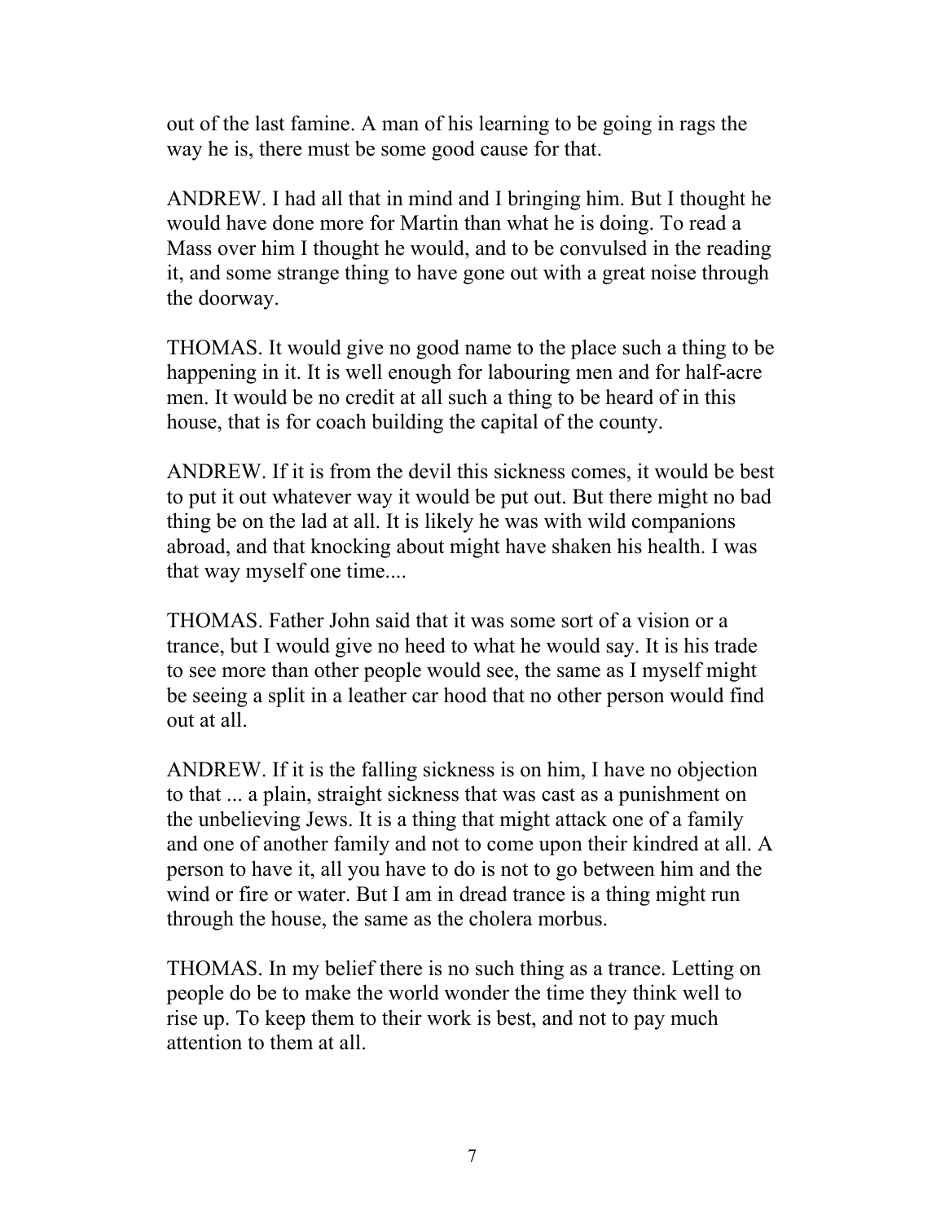out of the last famine. A man of his learning to be going in rags the way he is, there must be some good cause for that.

ANDREW. I had all that in mind and I bringing him. But I thought he would have done more for Martin than what he is doing. To read a Mass over him I thought he would, and to be convulsed in the reading it, and some strange thing to have gone out with a great noise through the doorway.

THOMAS. It would give no good name to the place such a thing to be happening in it. It is well enough for labouring men and for half-acre men. It would be no credit at all such a thing to be heard of in this house, that is for coach building the capital of the county.

ANDREW. If it is from the devil this sickness comes, it would be best to put it out whatever way it would be put out. But there might no bad thing be on the lad at all. It is likely he was with wild companions abroad, and that knocking about might have shaken his health. I was that way myself one time....

THOMAS. Father John said that it was some sort of a vision or a trance, but I would give no heed to what he would say. It is his trade to see more than other people would see, the same as I myself might be seeing a split in a leather car hood that no other person would find out at all.

ANDREW. If it is the falling sickness is on him, I have no objection to that ... a plain, straight sickness that was cast as a punishment on the unbelieving Jews. It is a thing that might attack one of a family and one of another family and not to come upon their kindred at all. A person to have it, all you have to do is not to go between him and the wind or fire or water. But I am in dread trance is a thing might run through the house, the same as the cholera morbus.

THOMAS. In my belief there is no such thing as a trance. Letting on people do be to make the world wonder the time they think well to rise up. To keep them to their work is best, and not to pay much attention to them at all.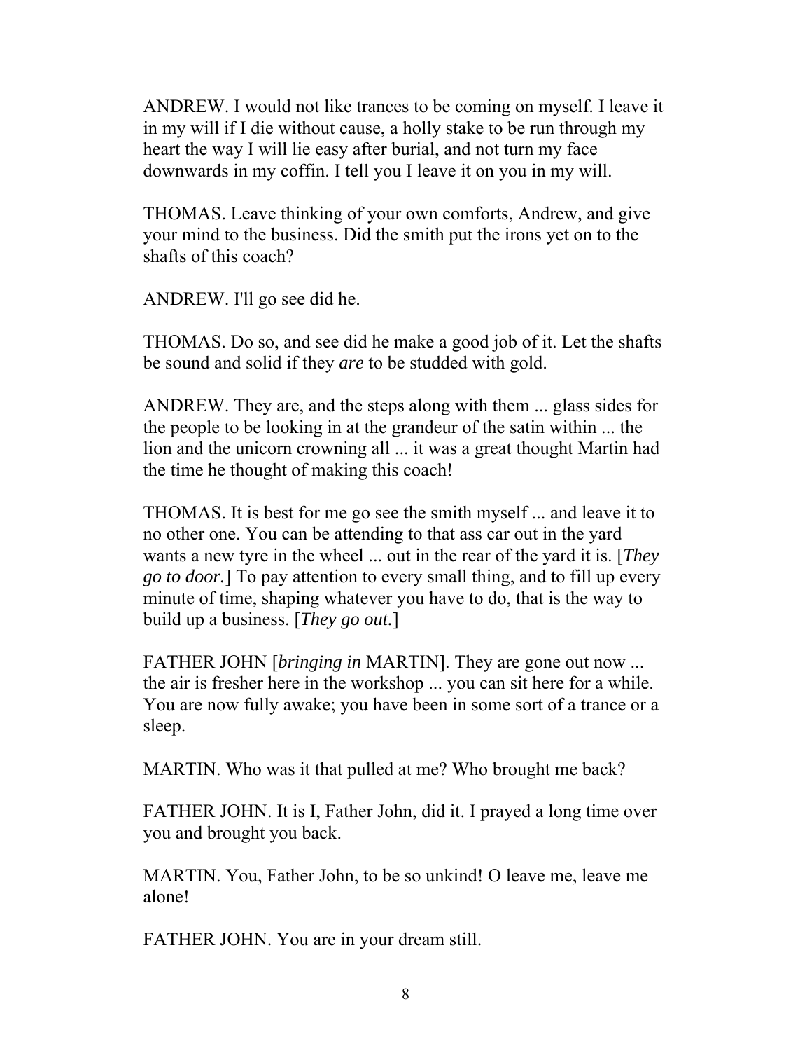ANDREW. I would not like trances to be coming on myself. I leave it in my will if I die without cause, a holly stake to be run through my heart the way I will lie easy after burial, and not turn my face downwards in my coffin. I tell you I leave it on you in my will.

THOMAS. Leave thinking of your own comforts, Andrew, and give your mind to the business. Did the smith put the irons yet on to the shafts of this coach?

ANDREW. I'll go see did he.

THOMAS. Do so, and see did he make a good job of it. Let the shafts be sound and solid if they *are* to be studded with gold.

ANDREW. They are, and the steps along with them ... glass sides for the people to be looking in at the grandeur of the satin within ... the lion and the unicorn crowning all ... it was a great thought Martin had the time he thought of making this coach!

THOMAS. It is best for me go see the smith myself ... and leave it to no other one. You can be attending to that ass car out in the yard wants a new tyre in the wheel ... out in the rear of the yard it is. [*They go to door.*] To pay attention to every small thing, and to fill up every minute of time, shaping whatever you have to do, that is the way to build up a business. [*They go out.*]

FATHER JOHN [*bringing in* MARTIN]. They are gone out now ... the air is fresher here in the workshop ... you can sit here for a while. You are now fully awake; you have been in some sort of a trance or a sleep.

MARTIN. Who was it that pulled at me? Who brought me back?

FATHER JOHN. It is I, Father John, did it. I prayed a long time over you and brought you back.

MARTIN. You, Father John, to be so unkind! O leave me, leave me alone!

FATHER JOHN. You are in your dream still.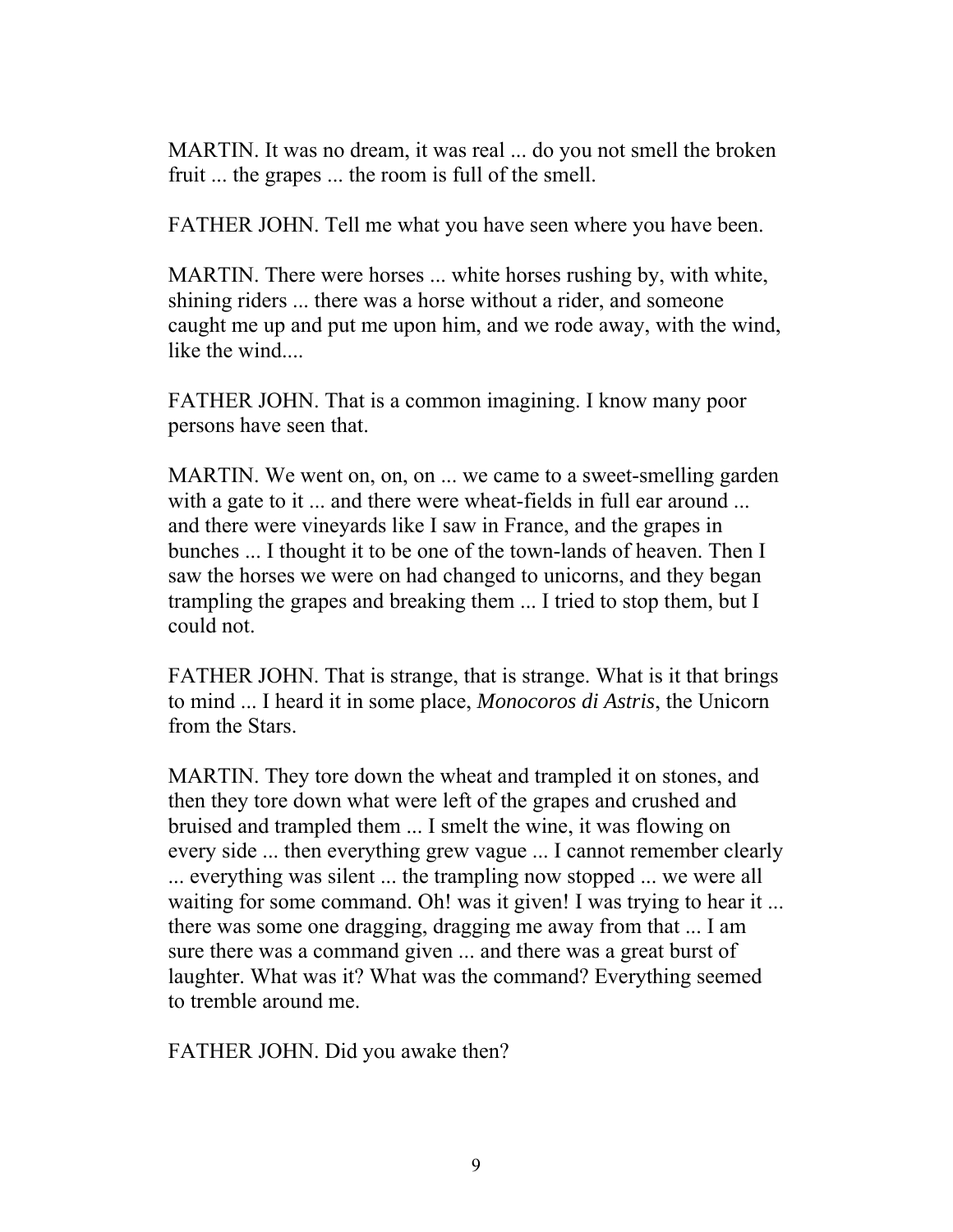MARTIN. It was no dream, it was real ... do you not smell the broken fruit ... the grapes ... the room is full of the smell.

FATHER JOHN. Tell me what you have seen where you have been.

MARTIN. There were horses ... white horses rushing by, with white, shining riders ... there was a horse without a rider, and someone caught me up and put me upon him, and we rode away, with the wind, like the wind....

FATHER JOHN. That is a common imagining. I know many poor persons have seen that.

MARTIN. We went on, on, on ... we came to a sweet-smelling garden with a gate to it ... and there were wheat-fields in full ear around ... and there were vineyards like I saw in France, and the grapes in bunches ... I thought it to be one of the town-lands of heaven. Then I saw the horses we were on had changed to unicorns, and they began trampling the grapes and breaking them ... I tried to stop them, but I could not.

FATHER JOHN. That is strange, that is strange. What is it that brings to mind ... I heard it in some place, *Monocoros di Astris*, the Unicorn from the Stars.

MARTIN. They tore down the wheat and trampled it on stones, and then they tore down what were left of the grapes and crushed and bruised and trampled them ... I smelt the wine, it was flowing on every side ... then everything grew vague ... I cannot remember clearly ... everything was silent ... the trampling now stopped ... we were all waiting for some command. Oh! was it given! I was trying to hear it ... there was some one dragging, dragging me away from that ... I am sure there was a command given ... and there was a great burst of laughter. What was it? What was the command? Everything seemed to tremble around me.

FATHER JOHN. Did you awake then?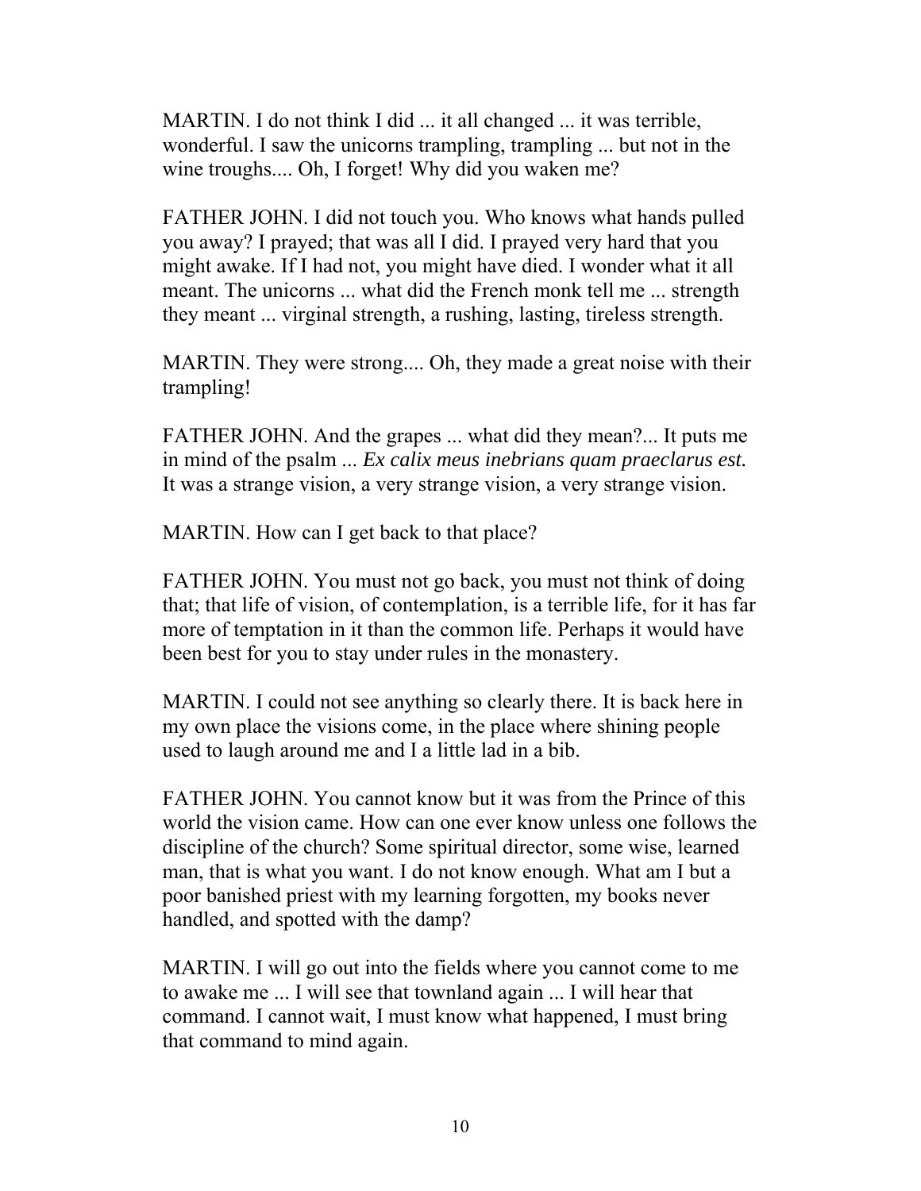MARTIN. I do not think I did ... it all changed ... it was terrible, wonderful. I saw the unicorns trampling, trampling ... but not in the wine troughs.... Oh, I forget! Why did you waken me?

FATHER JOHN. I did not touch you. Who knows what hands pulled you away? I prayed; that was all I did. I prayed very hard that you might awake. If I had not, you might have died. I wonder what it all meant. The unicorns ... what did the French monk tell me ... strength they meant ... virginal strength, a rushing, lasting, tireless strength.

MARTIN. They were strong.... Oh, they made a great noise with their trampling!

FATHER JOHN. And the grapes ... what did they mean?... It puts me in mind of the psalm ... *Ex calix meus inebrians quam praeclarus est.* It was a strange vision, a very strange vision, a very strange vision.

MARTIN. How can I get back to that place?

FATHER JOHN. You must not go back, you must not think of doing that; that life of vision, of contemplation, is a terrible life, for it has far more of temptation in it than the common life. Perhaps it would have been best for you to stay under rules in the monastery.

MARTIN. I could not see anything so clearly there. It is back here in my own place the visions come, in the place where shining people used to laugh around me and I a little lad in a bib.

FATHER JOHN. You cannot know but it was from the Prince of this world the vision came. How can one ever know unless one follows the discipline of the church? Some spiritual director, some wise, learned man, that is what you want. I do not know enough. What am I but a poor banished priest with my learning forgotten, my books never handled, and spotted with the damp?

MARTIN. I will go out into the fields where you cannot come to me to awake me ... I will see that townland again ... I will hear that command. I cannot wait, I must know what happened, I must bring that command to mind again.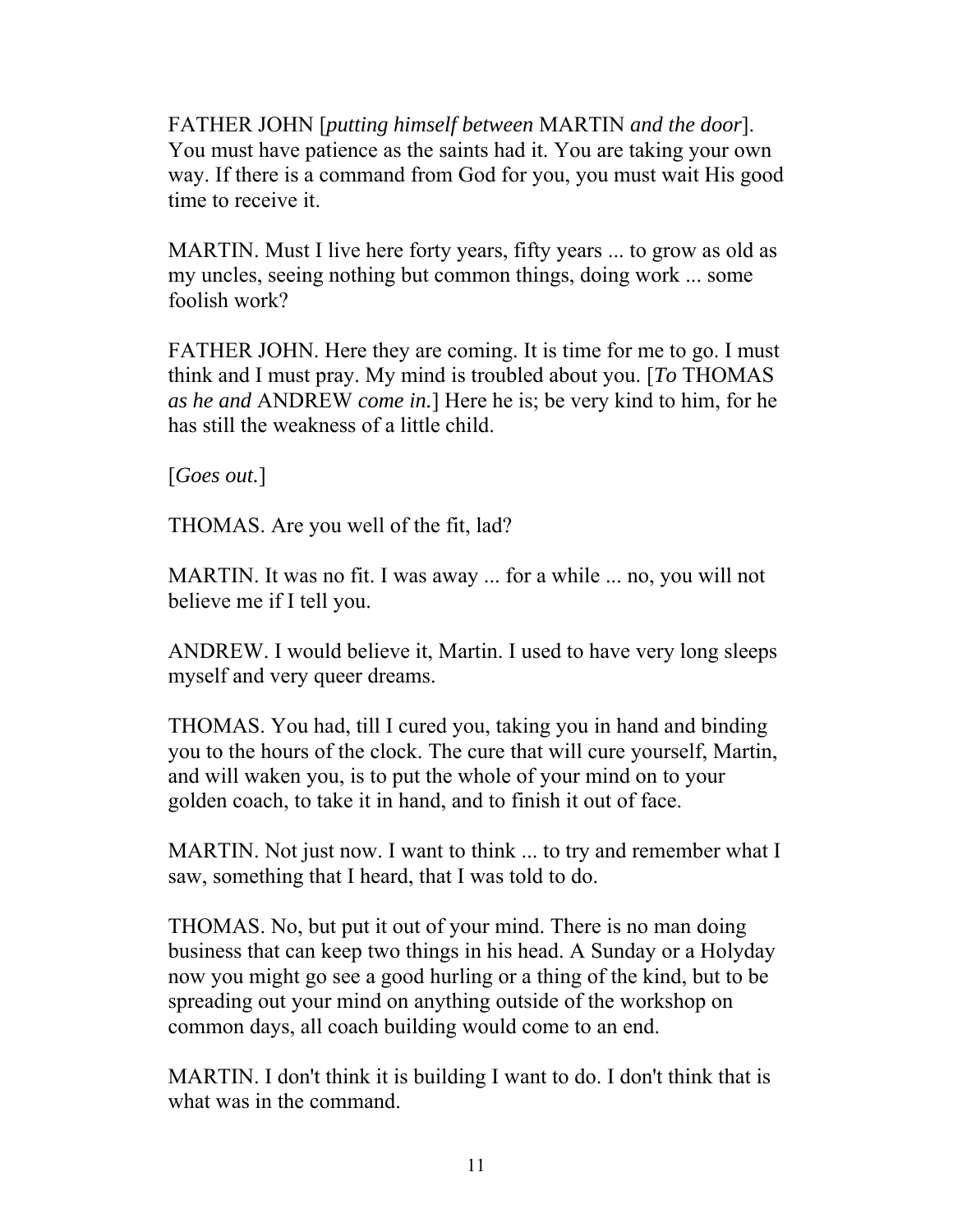FATHER JOHN [*putting himself between* MARTIN *and the door*]. You must have patience as the saints had it. You are taking your own way. If there is a command from God for you, you must wait His good time to receive it.

MARTIN. Must I live here forty years, fifty years ... to grow as old as my uncles, seeing nothing but common things, doing work ... some foolish work?

FATHER JOHN. Here they are coming. It is time for me to go. I must think and I must pray. My mind is troubled about you. [*To* THOMAS *as he and* ANDREW *come in.*] Here he is; be very kind to him, for he has still the weakness of a little child.

[*Goes out.*]

THOMAS. Are you well of the fit, lad?

MARTIN. It was no fit. I was away ... for a while ... no, you will not believe me if I tell you.

ANDREW. I would believe it, Martin. I used to have very long sleeps myself and very queer dreams.

THOMAS. You had, till I cured you, taking you in hand and binding you to the hours of the clock. The cure that will cure yourself, Martin, and will waken you, is to put the whole of your mind on to your golden coach, to take it in hand, and to finish it out of face.

MARTIN. Not just now. I want to think ... to try and remember what I saw, something that I heard, that I was told to do.

THOMAS. No, but put it out of your mind. There is no man doing business that can keep two things in his head. A Sunday or a Holyday now you might go see a good hurling or a thing of the kind, but to be spreading out your mind on anything outside of the workshop on common days, all coach building would come to an end.

MARTIN. I don't think it is building I want to do. I don't think that is what was in the command.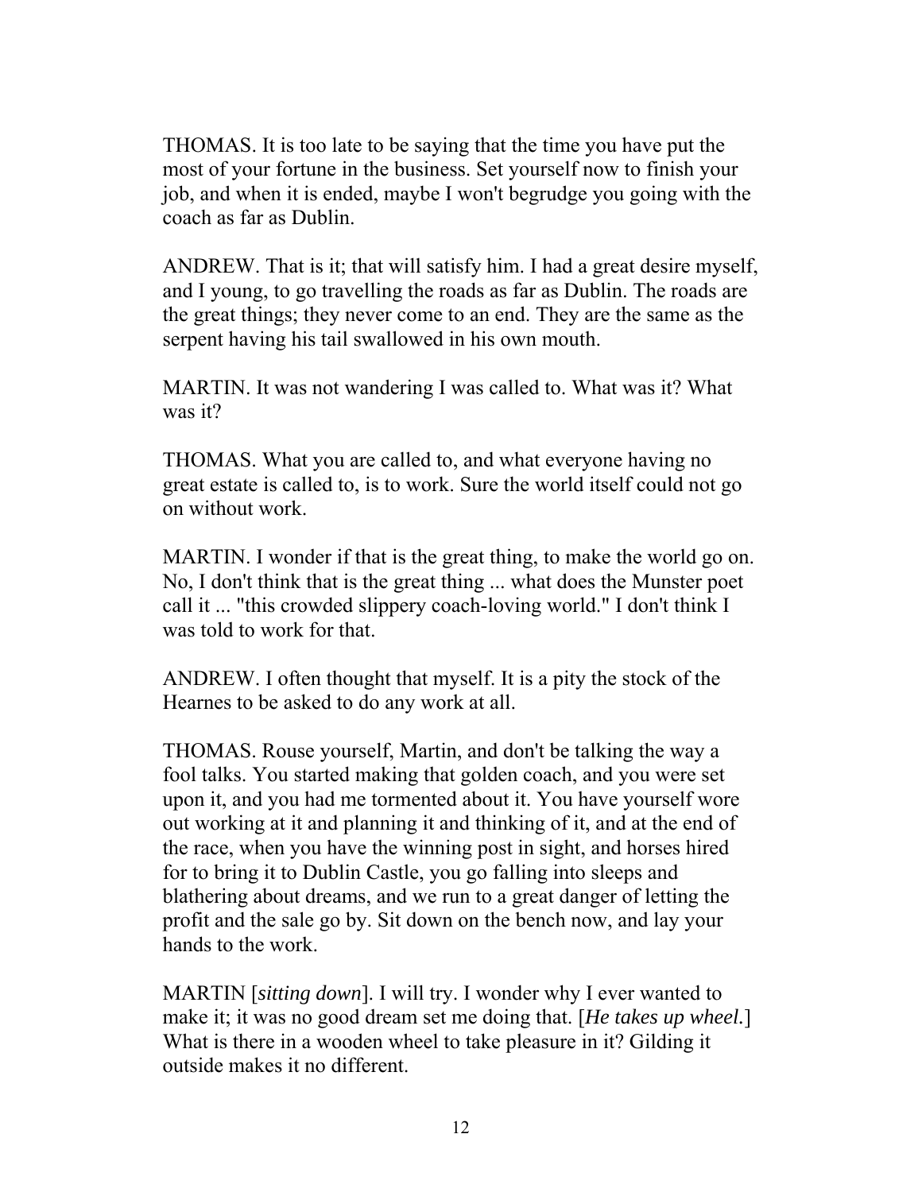THOMAS. It is too late to be saying that the time you have put the most of your fortune in the business. Set yourself now to finish your job, and when it is ended, maybe I won't begrudge you going with the coach as far as Dublin.

ANDREW. That is it; that will satisfy him. I had a great desire myself, and I young, to go travelling the roads as far as Dublin. The roads are the great things; they never come to an end. They are the same as the serpent having his tail swallowed in his own mouth.

MARTIN. It was not wandering I was called to. What was it? What was it?

THOMAS. What you are called to, and what everyone having no great estate is called to, is to work. Sure the world itself could not go on without work.

MARTIN. I wonder if that is the great thing, to make the world go on. No, I don't think that is the great thing ... what does the Munster poet call it ... "this crowded slippery coach-loving world." I don't think I was told to work for that.

ANDREW. I often thought that myself. It is a pity the stock of the Hearnes to be asked to do any work at all.

THOMAS. Rouse yourself, Martin, and don't be talking the way a fool talks. You started making that golden coach, and you were set upon it, and you had me tormented about it. You have yourself wore out working at it and planning it and thinking of it, and at the end of the race, when you have the winning post in sight, and horses hired for to bring it to Dublin Castle, you go falling into sleeps and blathering about dreams, and we run to a great danger of letting the profit and the sale go by. Sit down on the bench now, and lay your hands to the work.

MARTIN [*sitting down*]. I will try. I wonder why I ever wanted to make it; it was no good dream set me doing that. [*He takes up wheel.*] What is there in a wooden wheel to take pleasure in it? Gilding it outside makes it no different.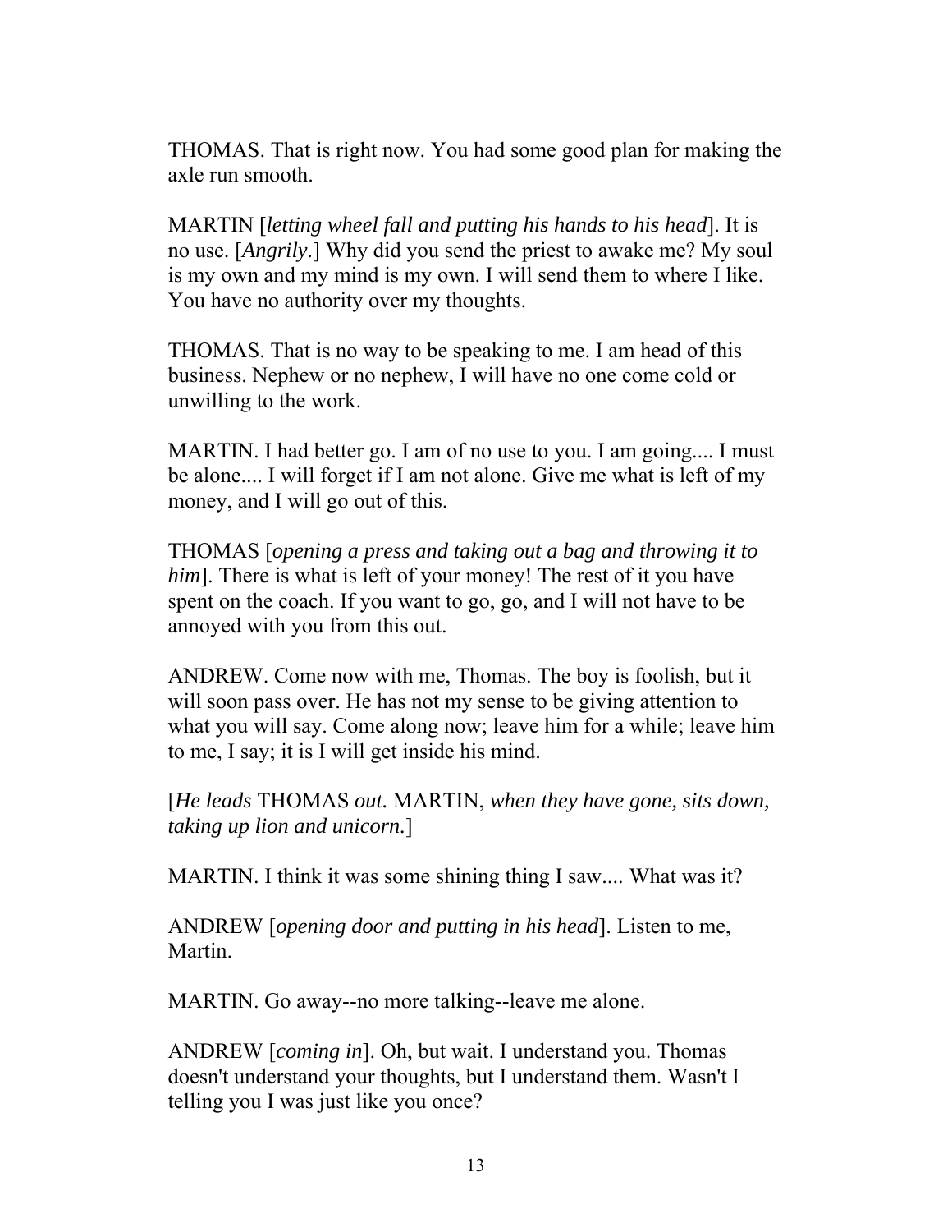THOMAS. That is right now. You had some good plan for making the axle run smooth.

MARTIN [*letting wheel fall and putting his hands to his head*]. It is no use. [*Angrily.*] Why did you send the priest to awake me? My soul is my own and my mind is my own. I will send them to where I like. You have no authority over my thoughts.

THOMAS. That is no way to be speaking to me. I am head of this business. Nephew or no nephew, I will have no one come cold or unwilling to the work.

MARTIN. I had better go. I am of no use to you. I am going.... I must be alone.... I will forget if I am not alone. Give me what is left of my money, and I will go out of this.

THOMAS [*opening a press and taking out a bag and throwing it to him*]. There is what is left of your money! The rest of it you have spent on the coach. If you want to go, go, and I will not have to be annoyed with you from this out.

ANDREW. Come now with me, Thomas. The boy is foolish, but it will soon pass over. He has not my sense to be giving attention to what you will say. Come along now; leave him for a while; leave him to me, I say; it is I will get inside his mind.

[*He leads* THOMAS *out.* MARTIN, *when they have gone, sits down, taking up lion and unicorn.*]

MARTIN. I think it was some shining thing I saw.... What was it?

ANDREW [*opening door and putting in his head*]. Listen to me, Martin.

MARTIN. Go away--no more talking--leave me alone.

ANDREW [*coming in*]. Oh, but wait. I understand you. Thomas doesn't understand your thoughts, but I understand them. Wasn't I telling you I was just like you once?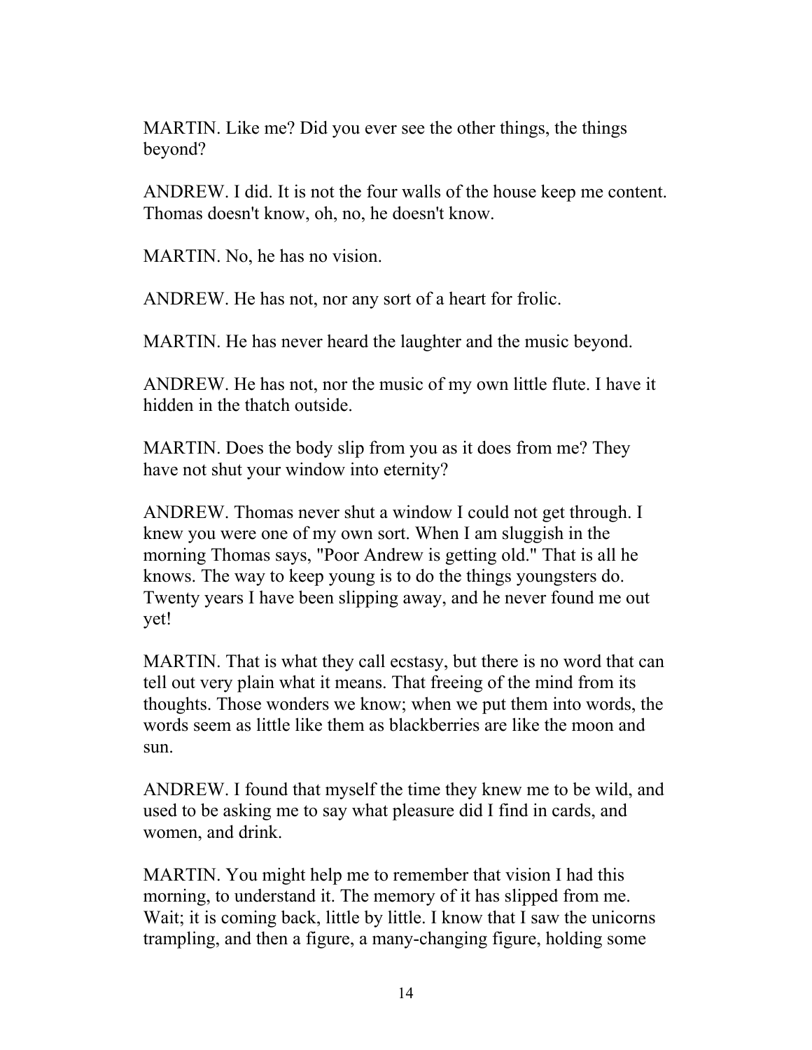MARTIN. Like me? Did you ever see the other things, the things beyond?

ANDREW. I did. It is not the four walls of the house keep me content. Thomas doesn't know, oh, no, he doesn't know.

MARTIN. No, he has no vision.

ANDREW. He has not, nor any sort of a heart for frolic.

MARTIN. He has never heard the laughter and the music beyond.

ANDREW. He has not, nor the music of my own little flute. I have it hidden in the thatch outside.

MARTIN. Does the body slip from you as it does from me? They have not shut your window into eternity?

ANDREW. Thomas never shut a window I could not get through. I knew you were one of my own sort. When I am sluggish in the morning Thomas says, "Poor Andrew is getting old." That is all he knows. The way to keep young is to do the things youngsters do. Twenty years I have been slipping away, and he never found me out yet!

MARTIN. That is what they call ecstasy, but there is no word that can tell out very plain what it means. That freeing of the mind from its thoughts. Those wonders we know; when we put them into words, the words seem as little like them as blackberries are like the moon and sun.

ANDREW. I found that myself the time they knew me to be wild, and used to be asking me to say what pleasure did I find in cards, and women, and drink.

MARTIN. You might help me to remember that vision I had this morning, to understand it. The memory of it has slipped from me. Wait; it is coming back, little by little. I know that I saw the unicorns trampling, and then a figure, a many-changing figure, holding some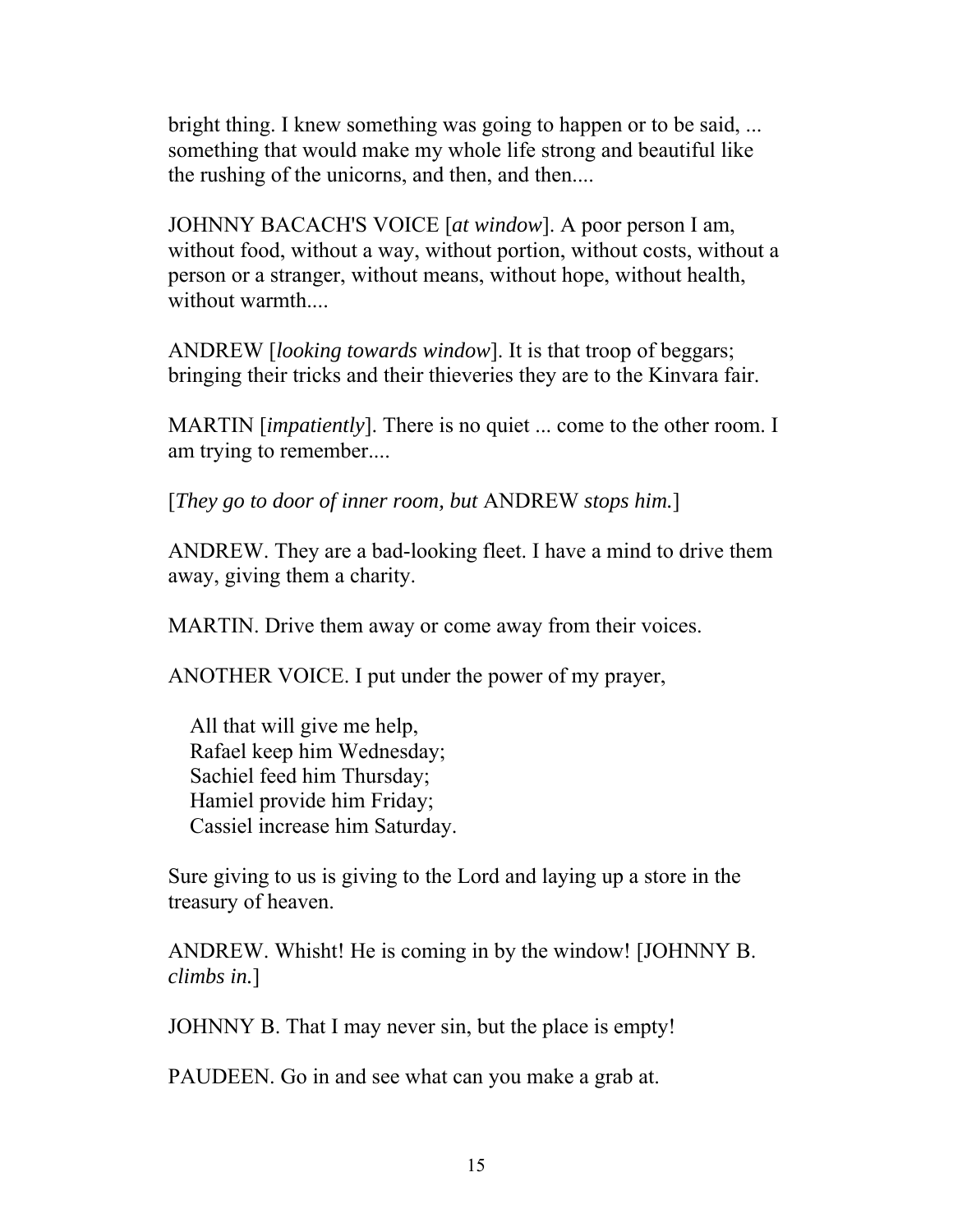bright thing. I knew something was going to happen or to be said, ... something that would make my whole life strong and beautiful like the rushing of the unicorns, and then, and then....

JOHNNY BACACH'S VOICE [*at window*]. A poor person I am, without food, without a way, without portion, without costs, without a person or a stranger, without means, without hope, without health, without warmth....

ANDREW [*looking towards window*]. It is that troop of beggars; bringing their tricks and their thieveries they are to the Kinvara fair.

MARTIN [*impatiently*]. There is no quiet ... come to the other room. I am trying to remember....

[*They go to door of inner room, but* ANDREW *stops him.*]

ANDREW. They are a bad-looking fleet. I have a mind to drive them away, giving them a charity.

MARTIN. Drive them away or come away from their voices.

ANOTHER VOICE. I put under the power of my prayer,

> All that will give me help,
> Rafael keep him Wednesday;
> Sachiel feed him Thursday;
> Hamiel provide him Friday;
> Cassiel increase him Saturday.

Sure giving to us is giving to the Lord and laying up a store in the treasury of heaven.

ANDREW. Whisht! He is coming in by the window! [JOHNNY B. *climbs in.*]

JOHNNY B. That I may never sin, but the place is empty!

PAUDEEN. Go in and see what can you make a grab at.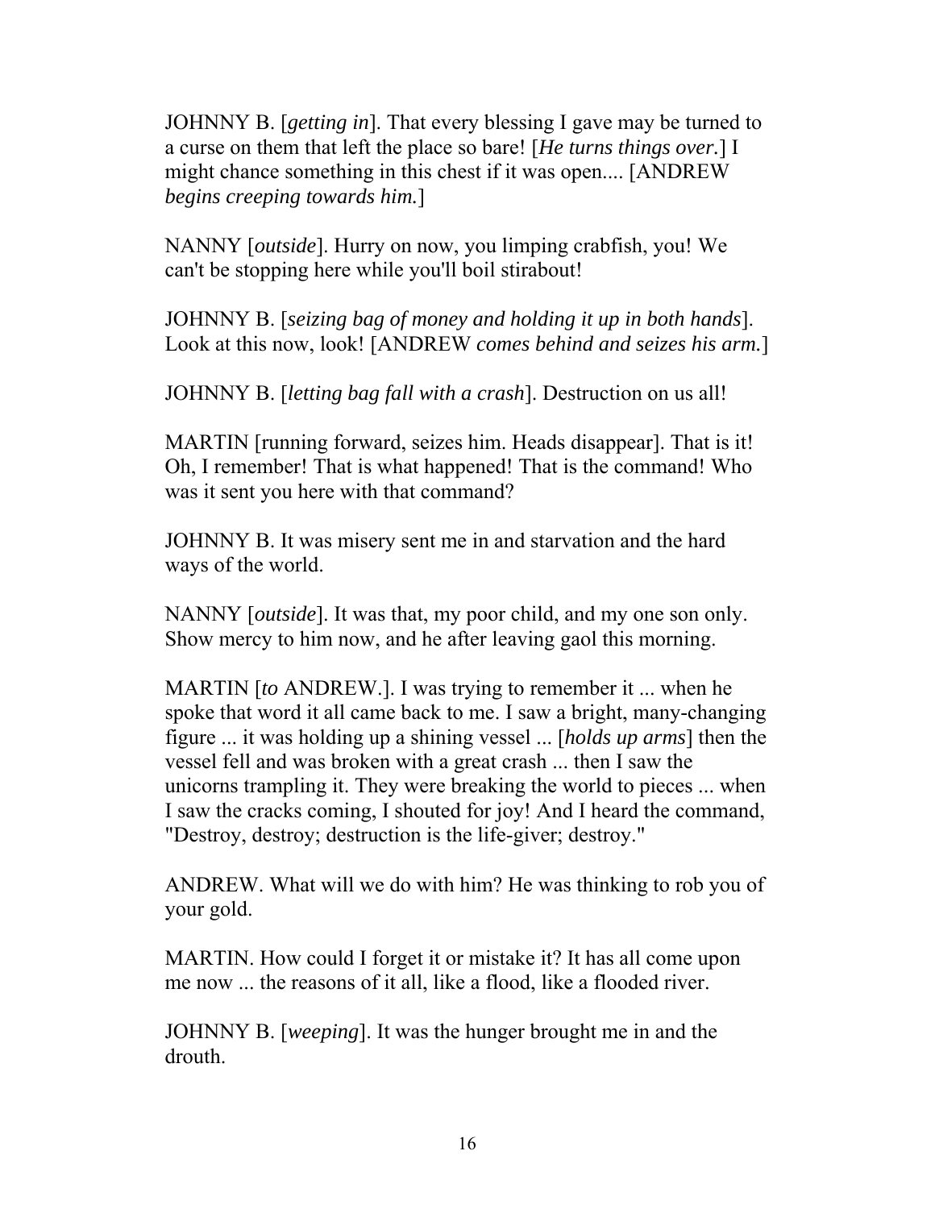JOHNNY B. [*getting in*]. That every blessing I gave may be turned to a curse on them that left the place so bare! [*He turns things over.*] I might chance something in this chest if it was open.... [ANDREW *begins creeping towards him.*]

NANNY [*outside*]. Hurry on now, you limping crabfish, you! We can't be stopping here while you'll boil stirabout!

JOHNNY B. [*seizing bag of money and holding it up in both hands*]. Look at this now, look! [ANDREW *comes behind and seizes his arm.*]

JOHNNY B. [*letting bag fall with a crash*]. Destruction on us all!

MARTIN [running forward, seizes him. Heads disappear]. That is it! Oh, I remember! That is what happened! That is the command! Who was it sent you here with that command?

JOHNNY B. It was misery sent me in and starvation and the hard ways of the world.

NANNY [*outside*]. It was that, my poor child, and my one son only. Show mercy to him now, and he after leaving gaol this morning.

MARTIN [*to* ANDREW.]. I was trying to remember it ... when he spoke that word it all came back to me. I saw a bright, many-changing figure ... it was holding up a shining vessel ... [*holds up arms*] then the vessel fell and was broken with a great crash ... then I saw the unicorns trampling it. They were breaking the world to pieces ... when I saw the cracks coming, I shouted for joy! And I heard the command, "Destroy, destroy; destruction is the life-giver; destroy."

ANDREW. What will we do with him? He was thinking to rob you of your gold.

MARTIN. How could I forget it or mistake it? It has all come upon me now ... the reasons of it all, like a flood, like a flooded river.

JOHNNY B. [*weeping*]. It was the hunger brought me in and the drouth.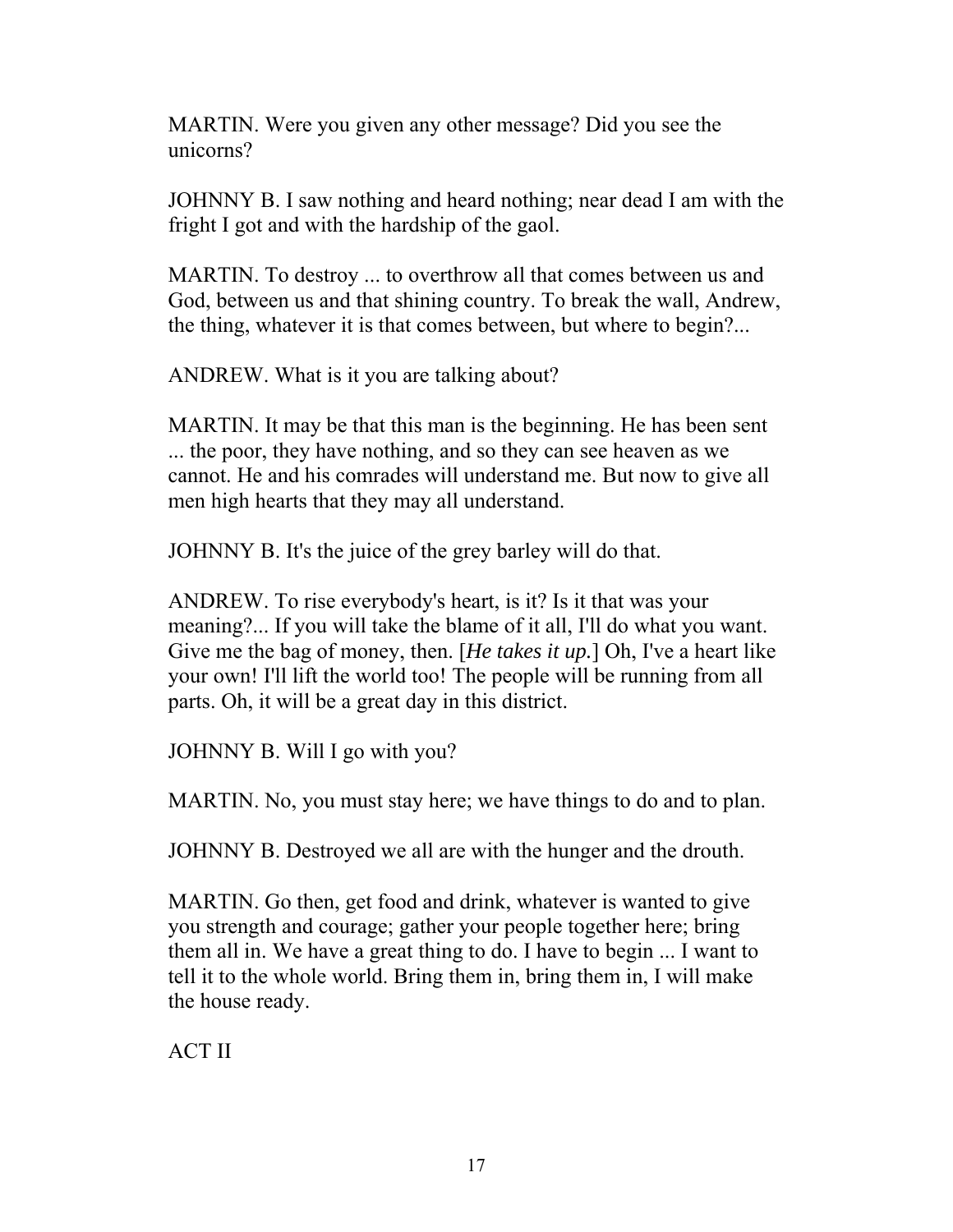MARTIN. Were you given any other message? Did you see the unicorns?

JOHNNY B. I saw nothing and heard nothing; near dead I am with the fright I got and with the hardship of the gaol.

MARTIN. To destroy ... to overthrow all that comes between us and God, between us and that shining country. To break the wall, Andrew, the thing, whatever it is that comes between, but where to begin?...

ANDREW. What is it you are talking about?

MARTIN. It may be that this man is the beginning. He has been sent ... the poor, they have nothing, and so they can see heaven as we cannot. He and his comrades will understand me. But now to give all men high hearts that they may all understand.

JOHNNY B. It's the juice of the grey barley will do that.

ANDREW. To rise everybody's heart, is it? Is it that was your meaning?... If you will take the blame of it all, I'll do what you want. Give me the bag of money, then. [*He takes it up.*] Oh, I've a heart like your own! I'll lift the world too! The people will be running from all parts. Oh, it will be a great day in this district.

JOHNNY B. Will I go with you?

MARTIN. No, you must stay here; we have things to do and to plan.

JOHNNY B. Destroyed we all are with the hunger and the drouth.

MARTIN. Go then, get food and drink, whatever is wanted to give you strength and courage; gather your people together here; bring them all in. We have a great thing to do. I have to begin ... I want to tell it to the whole world. Bring them in, bring them in, I will make the house ready.

## ACT II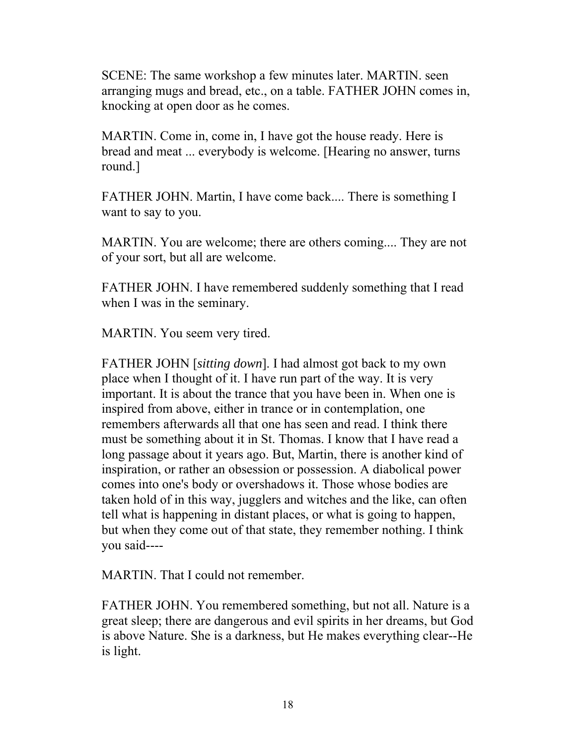SCENE: The same workshop a few minutes later. MARTIN. seen arranging mugs and bread, etc., on a table. FATHER JOHN comes in, knocking at open door as he comes.

MARTIN. Come in, come in, I have got the house ready. Here is bread and meat ... everybody is welcome. [Hearing no answer, turns round.]

FATHER JOHN. Martin, I have come back.... There is something I want to say to you.

MARTIN. You are welcome; there are others coming.... They are not of your sort, but all are welcome.

FATHER JOHN. I have remembered suddenly something that I read when I was in the seminary.

MARTIN. You seem very tired.

FATHER JOHN [*sitting down*]. I had almost got back to my own place when I thought of it. I have run part of the way. It is very important. It is about the trance that you have been in. When one is inspired from above, either in trance or in contemplation, one remembers afterwards all that one has seen and read. I think there must be something about it in St. Thomas. I know that I have read a long passage about it years ago. But, Martin, there is another kind of inspiration, or rather an obsession or possession. A diabolical power comes into one's body or overshadows it. Those whose bodies are taken hold of in this way, jugglers and witches and the like, can often tell what is happening in distant places, or what is going to happen, but when they come out of that state, they remember nothing. I think you said----

MARTIN. That I could not remember.

FATHER JOHN. You remembered something, but not all. Nature is a great sleep; there are dangerous and evil spirits in her dreams, but God is above Nature. She is a darkness, but He makes everything clear--He is light.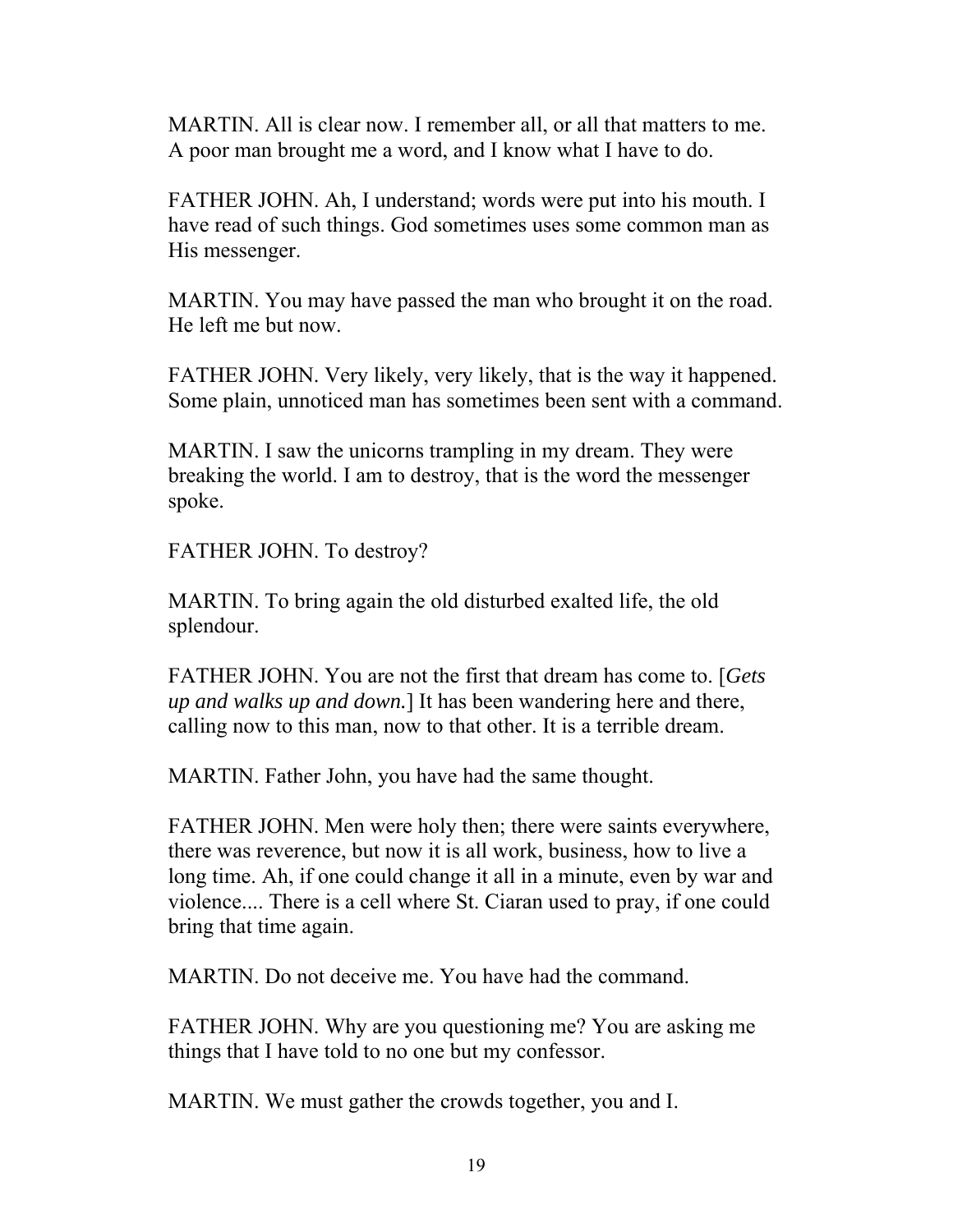MARTIN. All is clear now. I remember all, or all that matters to me. A poor man brought me a word, and I know what I have to do.

FATHER JOHN. Ah, I understand; words were put into his mouth. I have read of such things. God sometimes uses some common man as His messenger.

MARTIN. You may have passed the man who brought it on the road. He left me but now.

FATHER JOHN. Very likely, very likely, that is the way it happened. Some plain, unnoticed man has sometimes been sent with a command.

MARTIN. I saw the unicorns trampling in my dream. They were breaking the world. I am to destroy, that is the word the messenger spoke.

FATHER JOHN. To destroy?

MARTIN. To bring again the old disturbed exalted life, the old splendour.

FATHER JOHN. You are not the first that dream has come to. [*Gets up and walks up and down.*] It has been wandering here and there, calling now to this man, now to that other. It is a terrible dream.

MARTIN. Father John, you have had the same thought.

FATHER JOHN. Men were holy then; there were saints everywhere, there was reverence, but now it is all work, business, how to live a long time. Ah, if one could change it all in a minute, even by war and violence.... There is a cell where St. Ciaran used to pray, if one could bring that time again.

MARTIN. Do not deceive me. You have had the command.

FATHER JOHN. Why are you questioning me? You are asking me things that I have told to no one but my confessor.

MARTIN. We must gather the crowds together, you and I.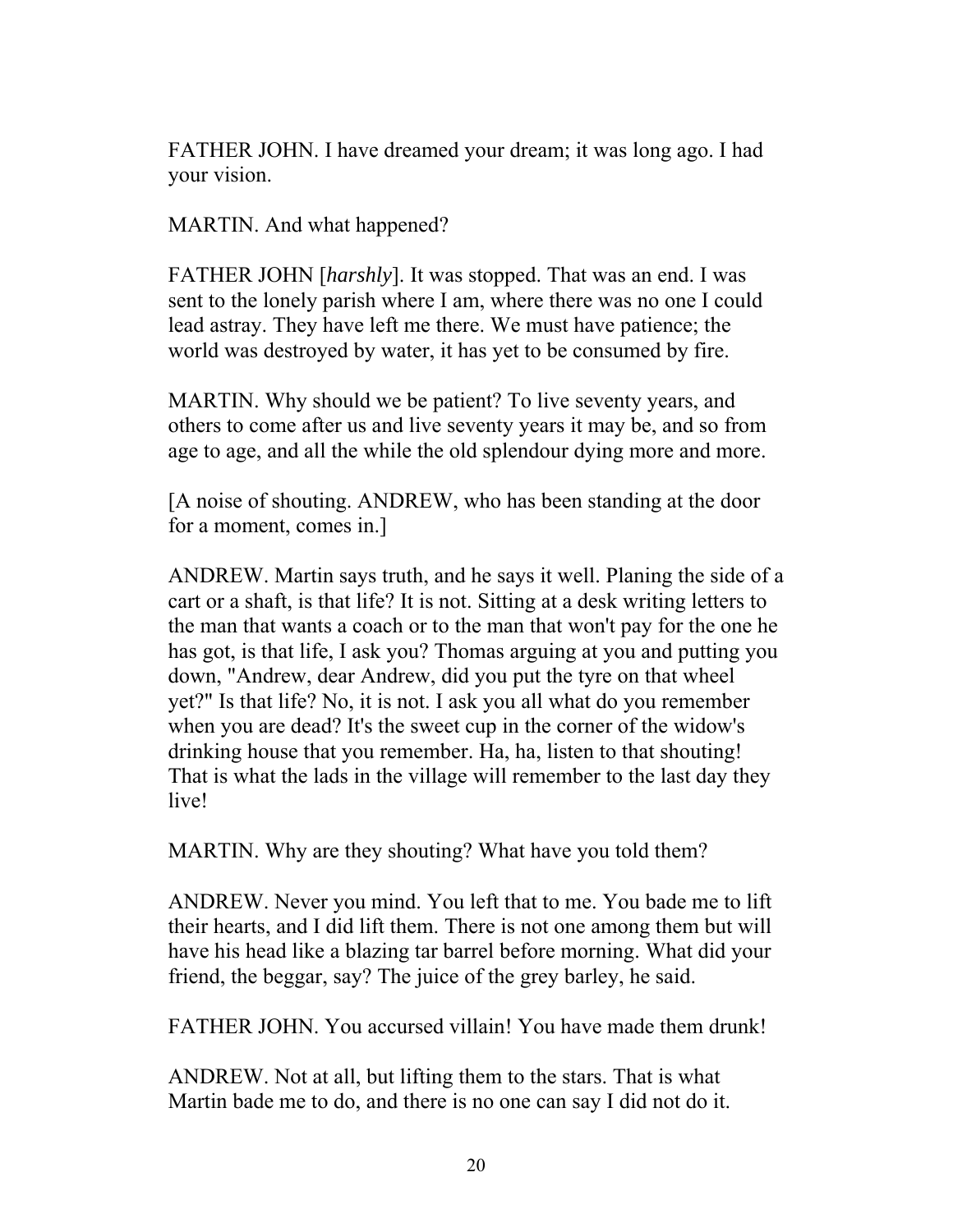FATHER JOHN. I have dreamed your dream; it was long ago. I had your vision.

MARTIN. And what happened?

FATHER JOHN [*harshly*]. It was stopped. That was an end. I was sent to the lonely parish where I am, where there was no one I could lead astray. They have left me there. We must have patience; the world was destroyed by water, it has yet to be consumed by fire.

MARTIN. Why should we be patient? To live seventy years, and others to come after us and live seventy years it may be, and so from age to age, and all the while the old splendour dying more and more.

[A noise of shouting. ANDREW, who has been standing at the door for a moment, comes in.]

ANDREW. Martin says truth, and he says it well. Planing the side of a cart or a shaft, is that life? It is not. Sitting at a desk writing letters to the man that wants a coach or to the man that won't pay for the one he has got, is that life, I ask you? Thomas arguing at you and putting you down, "Andrew, dear Andrew, did you put the tyre on that wheel yet?" Is that life? No, it is not. I ask you all what do you remember when you are dead? It's the sweet cup in the corner of the widow's drinking house that you remember. Ha, ha, listen to that shouting! That is what the lads in the village will remember to the last day they live!

MARTIN. Why are they shouting? What have you told them?

ANDREW. Never you mind. You left that to me. You bade me to lift their hearts, and I did lift them. There is not one among them but will have his head like a blazing tar barrel before morning. What did your friend, the beggar, say? The juice of the grey barley, he said.

FATHER JOHN. You accursed villain! You have made them drunk!

ANDREW. Not at all, but lifting them to the stars. That is what Martin bade me to do, and there is no one can say I did not do it.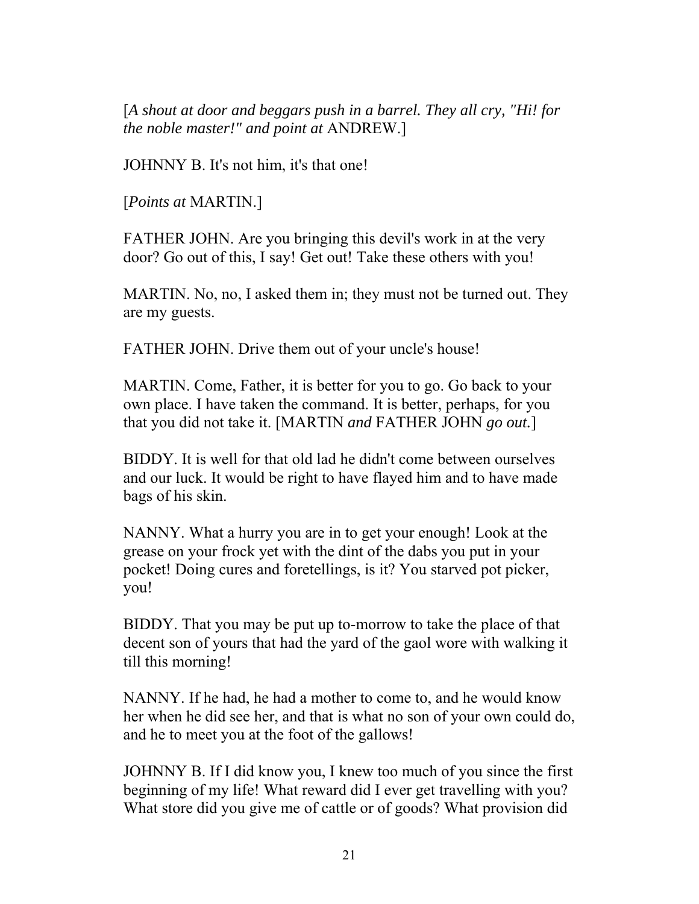[*A shout at door and beggars push in a barrel. They all cry, "Hi! for the noble master!" and point at* ANDREW.]

JOHNNY B. It's not him, it's that one!

[*Points at* MARTIN.]

FATHER JOHN. Are you bringing this devil's work in at the very door? Go out of this, I say! Get out! Take these others with you!

MARTIN. No, no, I asked them in; they must not be turned out. They are my guests.

FATHER JOHN. Drive them out of your uncle's house!

MARTIN. Come, Father, it is better for you to go. Go back to your own place. I have taken the command. It is better, perhaps, for you that you did not take it. [MARTIN *and* FATHER JOHN *go out.*]

BIDDY. It is well for that old lad he didn't come between ourselves and our luck. It would be right to have flayed him and to have made bags of his skin.

NANNY. What a hurry you are in to get your enough! Look at the grease on your frock yet with the dint of the dabs you put in your pocket! Doing cures and foretellings, is it? You starved pot picker, you!

BIDDY. That you may be put up to-morrow to take the place of that decent son of yours that had the yard of the gaol wore with walking it till this morning!

NANNY. If he had, he had a mother to come to, and he would know her when he did see her, and that is what no son of your own could do, and he to meet you at the foot of the gallows!

JOHNNY B. If I did know you, I knew too much of you since the first beginning of my life! What reward did I ever get travelling with you? What store did you give me of cattle or of goods? What provision did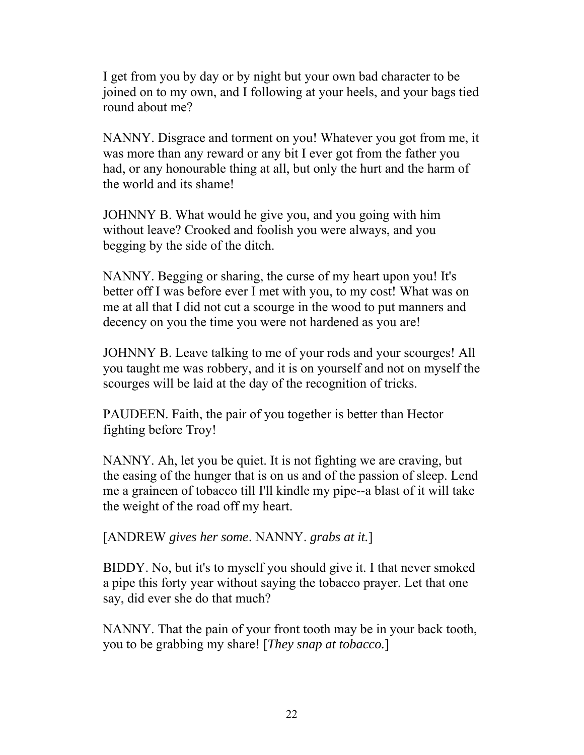I get from you by day or by night but your own bad character to be joined on to my own, and I following at your heels, and your bags tied round about me?

NANNY. Disgrace and torment on you! Whatever you got from me, it was more than any reward or any bit I ever got from the father you had, or any honourable thing at all, but only the hurt and the harm of the world and its shame!

JOHNNY B. What would he give you, and you going with him without leave? Crooked and foolish you were always, and you begging by the side of the ditch.

NANNY. Begging or sharing, the curse of my heart upon you! It's better off I was before ever I met with you, to my cost! What was on me at all that I did not cut a scourge in the wood to put manners and decency on you the time you were not hardened as you are!

JOHNNY B. Leave talking to me of your rods and your scourges! All you taught me was robbery, and it is on yourself and not on myself the scourges will be laid at the day of the recognition of tricks.

PAUDEEN. Faith, the pair of you together is better than Hector fighting before Troy!

NANNY. Ah, let you be quiet. It is not fighting we are craving, but the easing of the hunger that is on us and of the passion of sleep. Lend me a graineen of tobacco till I'll kindle my pipe--a blast of it will take the weight of the road off my heart.

[ANDREW *gives her some*. NANNY. *grabs at it.*]

BIDDY. No, but it's to myself you should give it. I that never smoked a pipe this forty year without saying the tobacco prayer. Let that one say, did ever she do that much?

NANNY. That the pain of your front tooth may be in your back tooth, you to be grabbing my share! [*They snap at tobacco.*]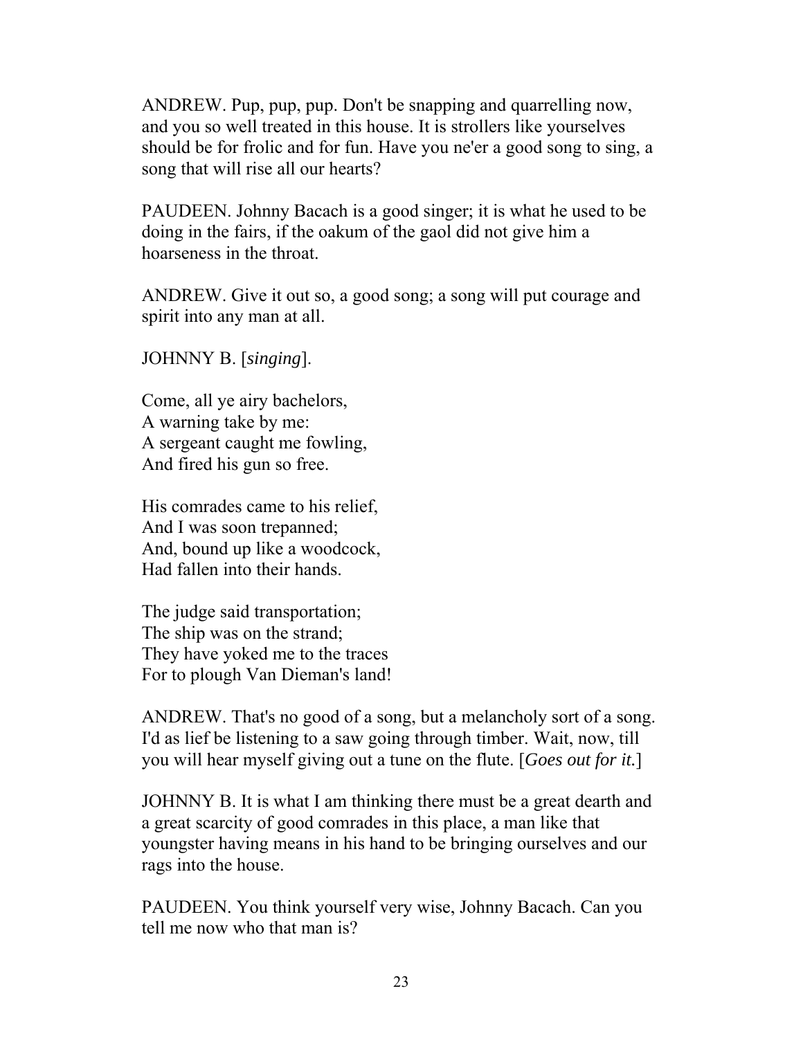ANDREW. Pup, pup, pup. Don't be snapping and quarrelling now, and you so well treated in this house. It is strollers like yourselves should be for frolic and for fun. Have you ne'er a good song to sing, a song that will rise all our hearts?

PAUDEEN. Johnny Bacach is a good singer; it is what he used to be doing in the fairs, if the oakum of the gaol did not give him a hoarseness in the throat.

ANDREW. Give it out so, a good song; a song will put courage and spirit into any man at all.

JOHNNY B. [*singing*].

Come, all ye airy bachelors,  
A warning take by me:  
A sergeant caught me fowling,  
And fired his gun so free.

His comrades came to his relief,  
And I was soon trepanned;  
And, bound up like a woodcock,  
Had fallen into their hands.

The judge said transportation;  
The ship was on the strand;  
They have yoked me to the traces  
For to plough Van Dieman's land!

ANDREW. That's no good of a song, but a melancholy sort of a song. I'd as lief be listening to a saw going through timber. Wait, now, till you will hear myself giving out a tune on the flute. [*Goes out for it.*]

JOHNNY B. It is what I am thinking there must be a great dearth and a great scarcity of good comrades in this place, a man like that youngster having means in his hand to be bringing ourselves and our rags into the house.

PAUDEEN. You think yourself very wise, Johnny Bacach. Can you tell me now who that man is?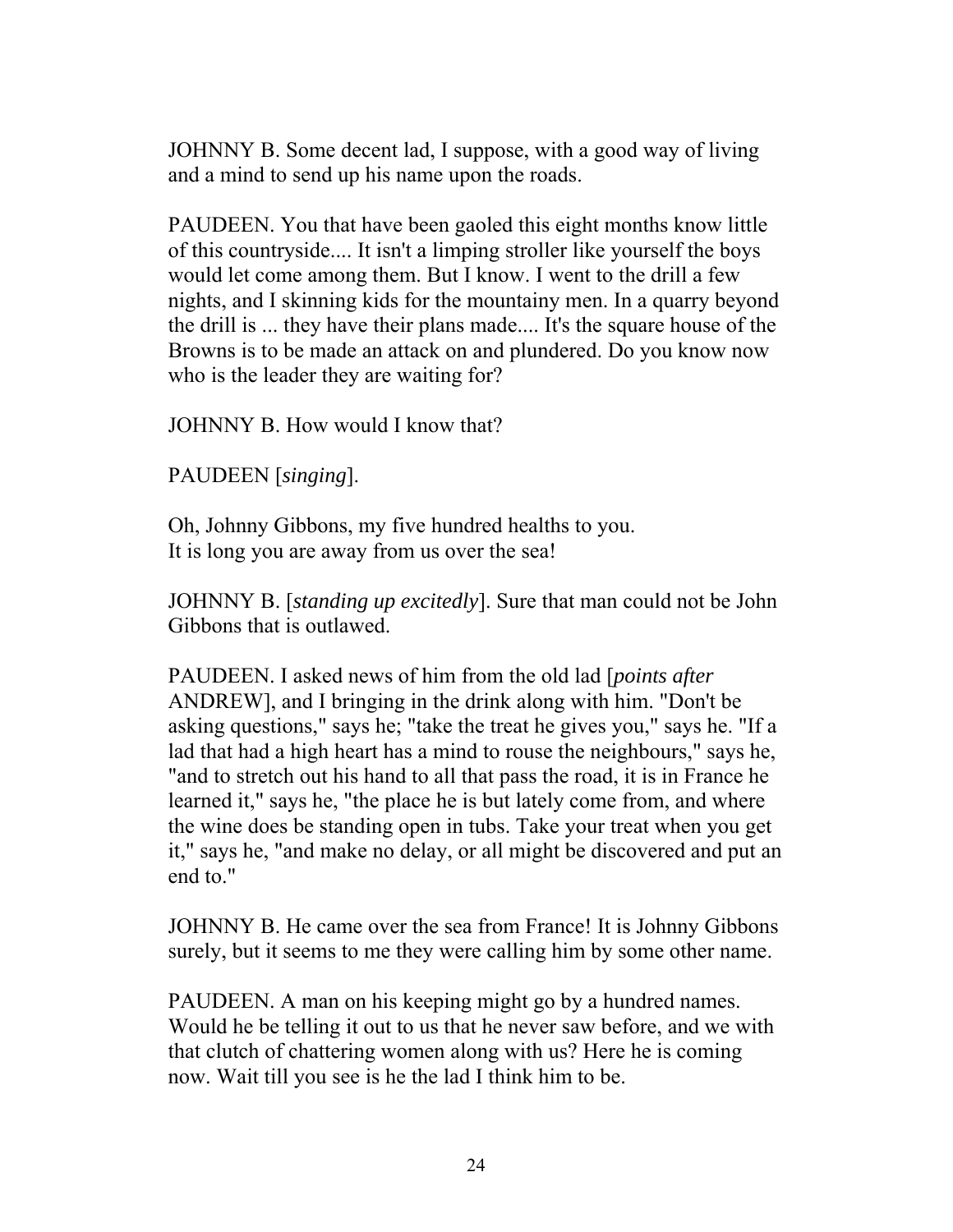JOHNNY B. Some decent lad, I suppose, with a good way of living and a mind to send up his name upon the roads.

PAUDEEN. You that have been gaoled this eight months know little of this countryside.... It isn't a limping stroller like yourself the boys would let come among them. But I know. I went to the drill a few nights, and I skinning kids for the mountainy men. In a quarry beyond the drill is ... they have their plans made.... It's the square house of the Browns is to be made an attack on and plundered. Do you know now who is the leader they are waiting for?

JOHNNY B. How would I know that?

PAUDEEN [*singing*].

Oh, Johnny Gibbons, my five hundred healths to you.  
It is long you are away from us over the sea!

JOHNNY B. [*standing up excitedly*]. Sure that man could not be John Gibbons that is outlawed.

PAUDEEN. I asked news of him from the old lad [*points after* ANDREW], and I bringing in the drink along with him. "Don't be asking questions," says he; "take the treat he gives you," says he. "If a lad that had a high heart has a mind to rouse the neighbours," says he, "and to stretch out his hand to all that pass the road, it is in France he learned it," says he, "the place he is but lately come from, and where the wine does be standing open in tubs. Take your treat when you get it," says he, "and make no delay, or all might be discovered and put an end to."

JOHNNY B. He came over the sea from France! It is Johnny Gibbons surely, but it seems to me they were calling him by some other name.

PAUDEEN. A man on his keeping might go by a hundred names. Would he be telling it out to us that he never saw before, and we with that clutch of chattering women along with us? Here he is coming now. Wait till you see is he the lad I think him to be.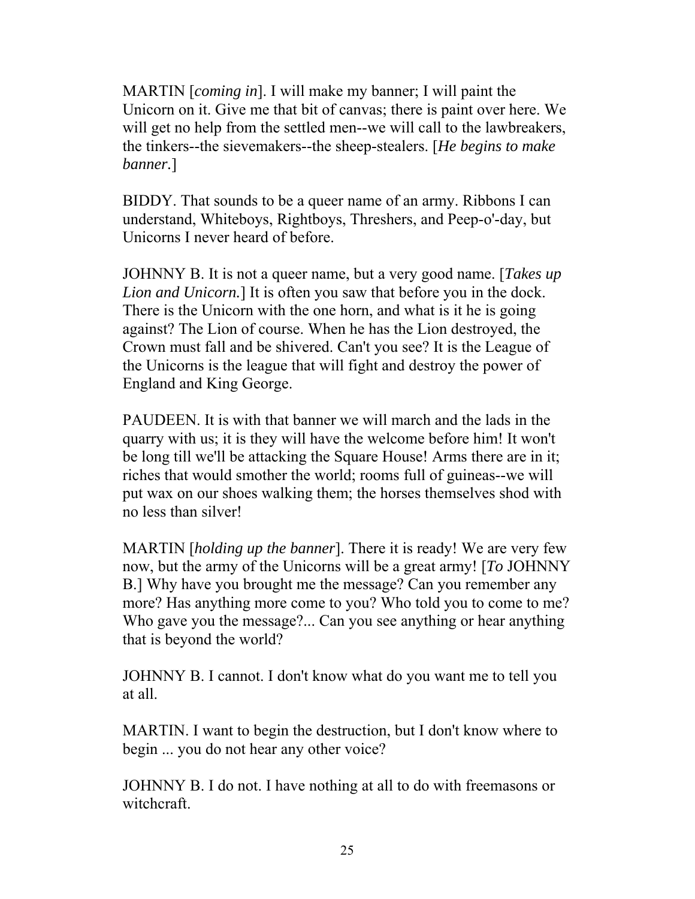MARTIN [*coming in*]. I will make my banner; I will paint the Unicorn on it. Give me that bit of canvas; there is paint over here. We will get no help from the settled men--we will call to the lawbreakers, the tinkers--the sievemakers--the sheep-stealers. [*He begins to make banner.*]

BIDDY. That sounds to be a queer name of an army. Ribbons I can understand, Whiteboys, Rightboys, Threshers, and Peep-o'-day, but Unicorns I never heard of before.

JOHNNY B. It is not a queer name, but a very good name. [*Takes up Lion and Unicorn.*] It is often you saw that before you in the dock. There is the Unicorn with the one horn, and what is it he is going against? The Lion of course. When he has the Lion destroyed, the Crown must fall and be shivered. Can't you see? It is the League of the Unicorns is the league that will fight and destroy the power of England and King George.

PAUDEEN. It is with that banner we will march and the lads in the quarry with us; it is they will have the welcome before him! It won't be long till we'll be attacking the Square House! Arms there are in it; riches that would smother the world; rooms full of guineas--we will put wax on our shoes walking them; the horses themselves shod with no less than silver!

MARTIN [*holding up the banner*]. There it is ready! We are very few now, but the army of the Unicorns will be a great army! [*To* JOHNNY B.] Why have you brought me the message? Can you remember any more? Has anything more come to you? Who told you to come to me? Who gave you the message?... Can you see anything or hear anything that is beyond the world?

JOHNNY B. I cannot. I don't know what do you want me to tell you at all.

MARTIN. I want to begin the destruction, but I don't know where to begin ... you do not hear any other voice?

JOHNNY B. I do not. I have nothing at all to do with freemasons or witchcraft.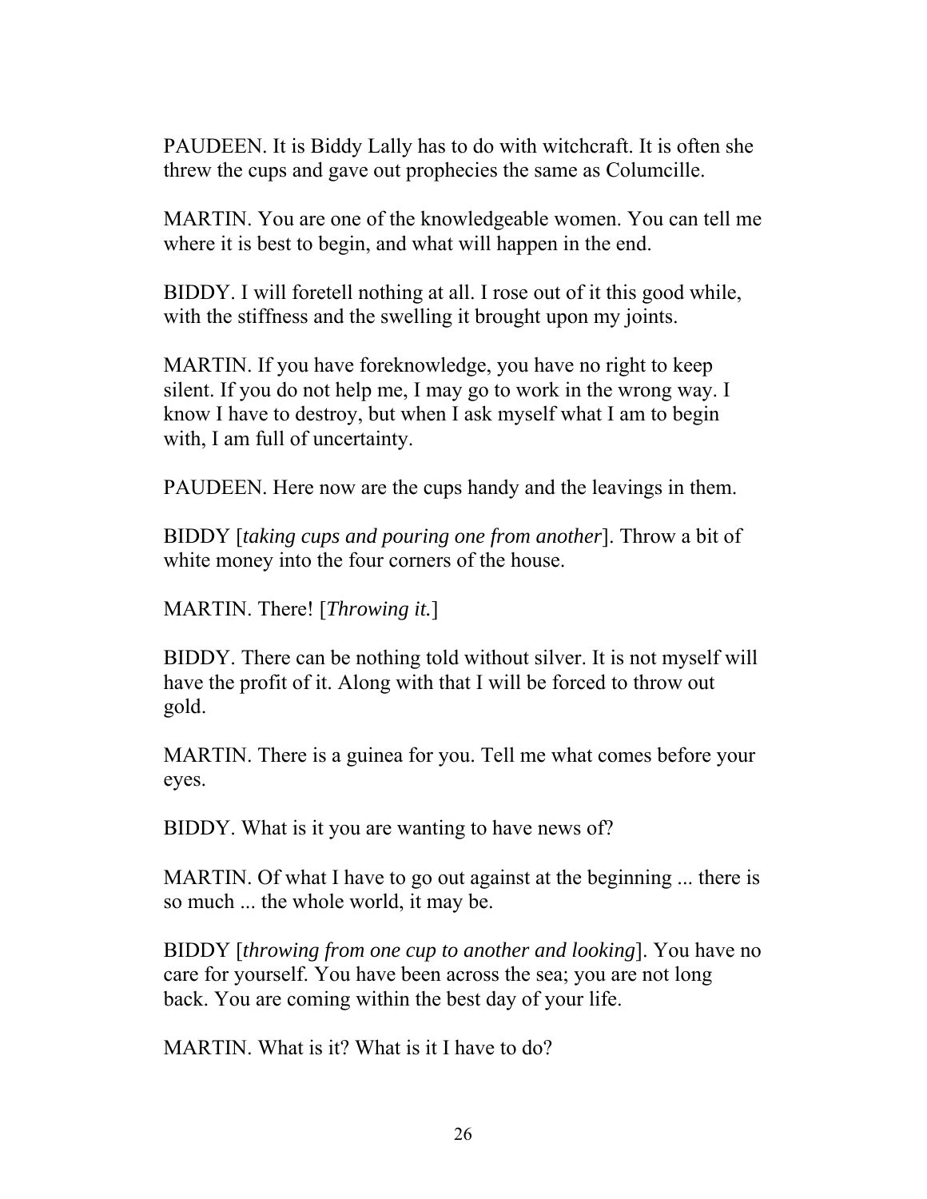PAUDEEN. It is Biddy Lally has to do with witchcraft. It is often she threw the cups and gave out prophecies the same as Columcille.

MARTIN. You are one of the knowledgeable women. You can tell me where it is best to begin, and what will happen in the end.

BIDDY. I will foretell nothing at all. I rose out of it this good while, with the stiffness and the swelling it brought upon my joints.

MARTIN. If you have foreknowledge, you have no right to keep silent. If you do not help me, I may go to work in the wrong way. I know I have to destroy, but when I ask myself what I am to begin with, I am full of uncertainty.

PAUDEEN. Here now are the cups handy and the leavings in them.

BIDDY [*taking cups and pouring one from another*]. Throw a bit of white money into the four corners of the house.

MARTIN. There! [*Throwing it.*]

BIDDY. There can be nothing told without silver. It is not myself will have the profit of it. Along with that I will be forced to throw out gold.

MARTIN. There is a guinea for you. Tell me what comes before your eyes.

BIDDY. What is it you are wanting to have news of?

MARTIN. Of what I have to go out against at the beginning ... there is so much ... the whole world, it may be.

BIDDY [*throwing from one cup to another and looking*]. You have no care for yourself. You have been across the sea; you are not long back. You are coming within the best day of your life.

MARTIN. What is it? What is it I have to do?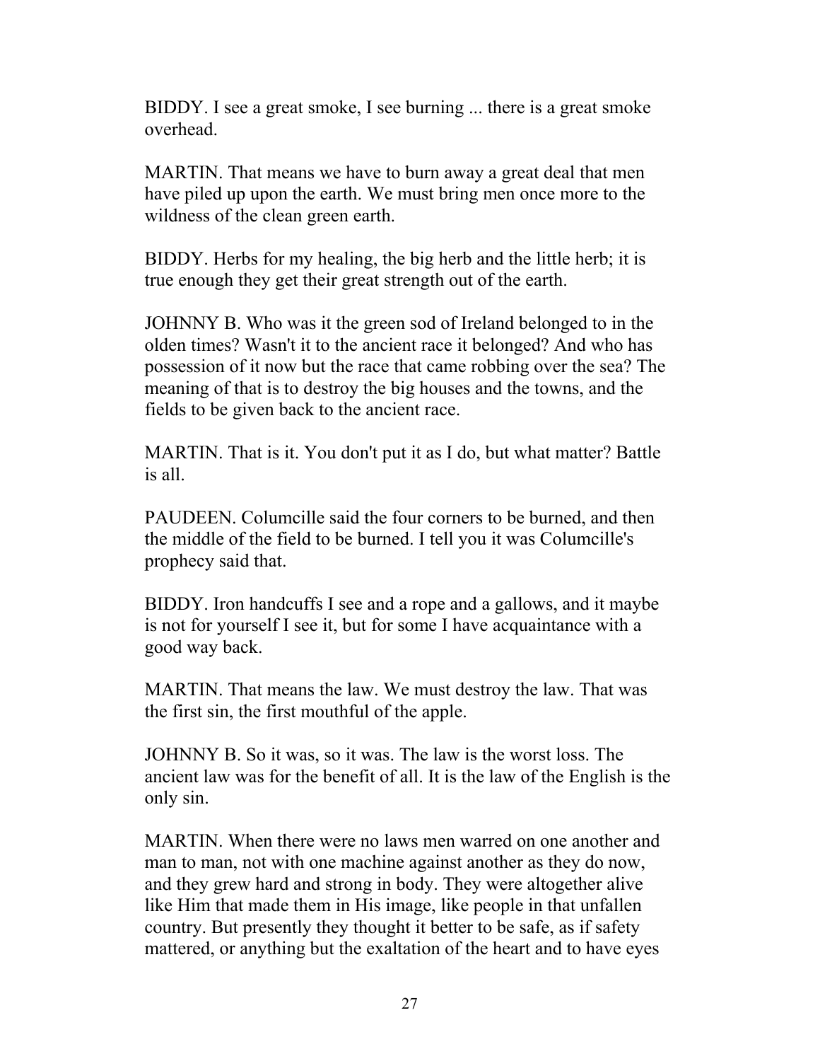BIDDY. I see a great smoke, I see burning ... there is a great smoke overhead.

MARTIN. That means we have to burn away a great deal that men have piled up upon the earth. We must bring men once more to the wildness of the clean green earth.

BIDDY. Herbs for my healing, the big herb and the little herb; it is true enough they get their great strength out of the earth.

JOHNNY B. Who was it the green sod of Ireland belonged to in the olden times? Wasn't it to the ancient race it belonged? And who has possession of it now but the race that came robbing over the sea? The meaning of that is to destroy the big houses and the towns, and the fields to be given back to the ancient race.

MARTIN. That is it. You don't put it as I do, but what matter? Battle is all.

PAUDEEN. Columcille said the four corners to be burned, and then the middle of the field to be burned. I tell you it was Columcille's prophecy said that.

BIDDY. Iron handcuffs I see and a rope and a gallows, and it maybe is not for yourself I see it, but for some I have acquaintance with a good way back.

MARTIN. That means the law. We must destroy the law. That was the first sin, the first mouthful of the apple.

JOHNNY B. So it was, so it was. The law is the worst loss. The ancient law was for the benefit of all. It is the law of the English is the only sin.

MARTIN. When there were no laws men warred on one another and man to man, not with one machine against another as they do now, and they grew hard and strong in body. They were altogether alive like Him that made them in His image, like people in that unfallen country. But presently they thought it better to be safe, as if safety mattered, or anything but the exaltation of the heart and to have eyes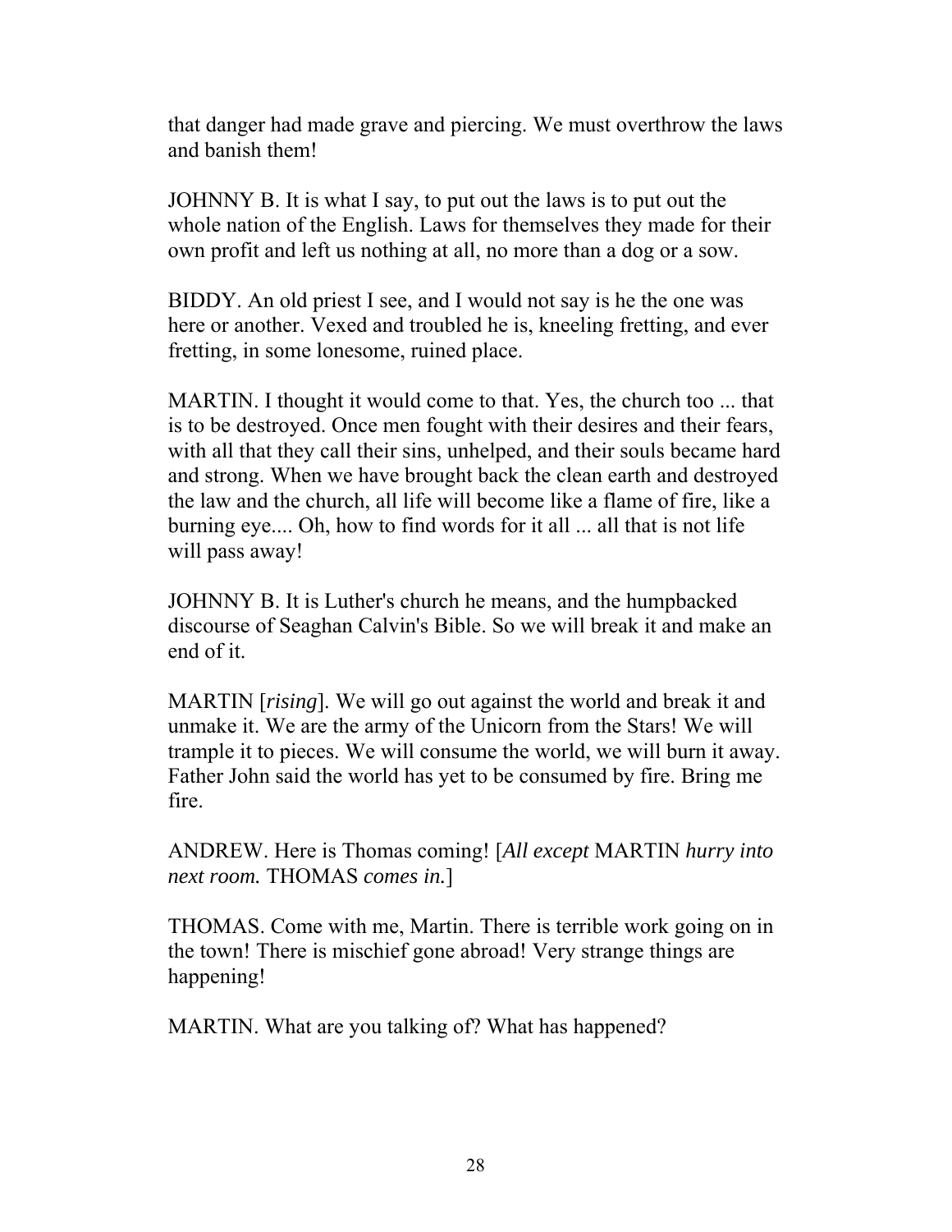that danger had made grave and piercing. We must overthrow the laws and banish them!

JOHNNY B. It is what I say, to put out the laws is to put out the whole nation of the English. Laws for themselves they made for their own profit and left us nothing at all, no more than a dog or a sow.

BIDDY. An old priest I see, and I would not say is he the one was here or another. Vexed and troubled he is, kneeling fretting, and ever fretting, in some lonesome, ruined place.

MARTIN. I thought it would come to that. Yes, the church too ... that is to be destroyed. Once men fought with their desires and their fears, with all that they call their sins, unhelped, and their souls became hard and strong. When we have brought back the clean earth and destroyed the law and the church, all life will become like a flame of fire, like a burning eye.... Oh, how to find words for it all ... all that is not life will pass away!

JOHNNY B. It is Luther's church he means, and the humpbacked discourse of Seaghan Calvin's Bible. So we will break it and make an end of it.

MARTIN [*rising*]. We will go out against the world and break it and unmake it. We are the army of the Unicorn from the Stars! We will trample it to pieces. We will consume the world, we will burn it away. Father John said the world has yet to be consumed by fire. Bring me fire.

ANDREW. Here is Thomas coming! [*All except* MARTIN *hurry into next room.* THOMAS *comes in.*]

THOMAS. Come with me, Martin. There is terrible work going on in the town! There is mischief gone abroad! Very strange things are happening!

MARTIN. What are you talking of? What has happened?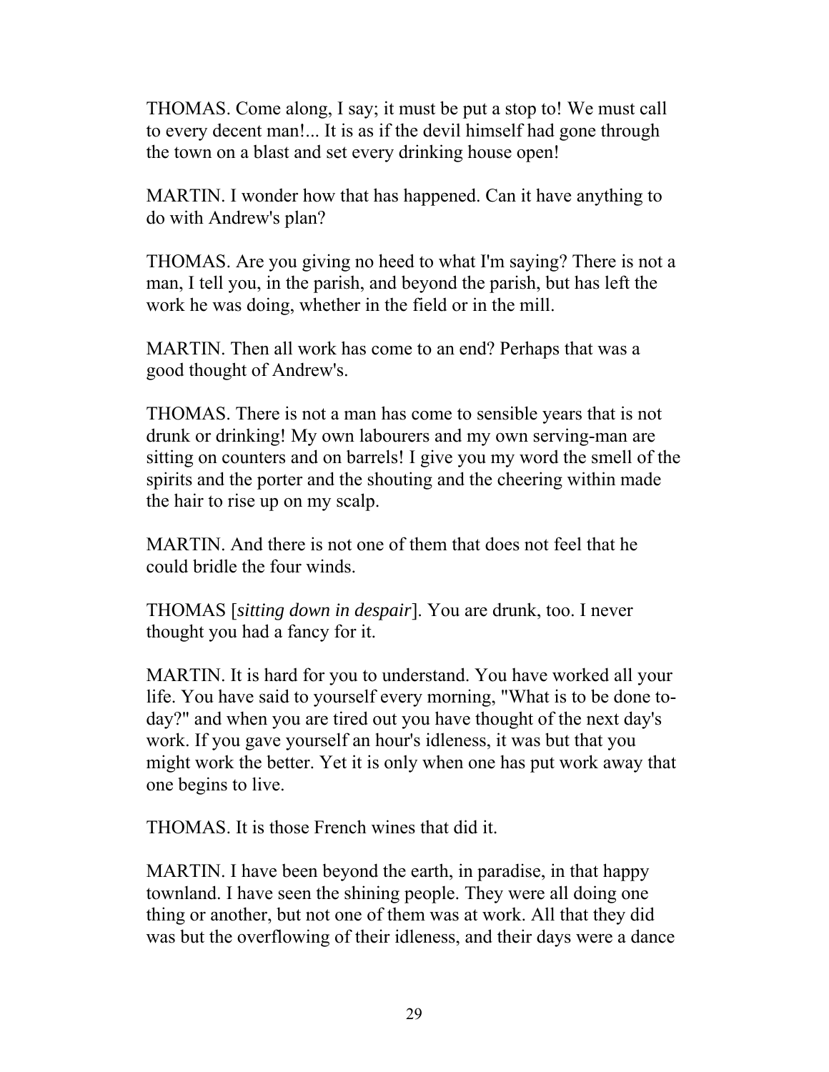THOMAS. Come along, I say; it must be put a stop to! We must call to every decent man!... It is as if the devil himself had gone through the town on a blast and set every drinking house open!

MARTIN. I wonder how that has happened. Can it have anything to do with Andrew's plan?

THOMAS. Are you giving no heed to what I'm saying? There is not a man, I tell you, in the parish, and beyond the parish, but has left the work he was doing, whether in the field or in the mill.

MARTIN. Then all work has come to an end? Perhaps that was a good thought of Andrew's.

THOMAS. There is not a man has come to sensible years that is not drunk or drinking! My own labourers and my own serving-man are sitting on counters and on barrels! I give you my word the smell of the spirits and the porter and the shouting and the cheering within made the hair to rise up on my scalp.

MARTIN. And there is not one of them that does not feel that he could bridle the four winds.

THOMAS [*sitting down in despair*]. You are drunk, too. I never thought you had a fancy for it.

MARTIN. It is hard for you to understand. You have worked all your life. You have said to yourself every morning, "What is to be done to-day?" and when you are tired out you have thought of the next day's work. If you gave yourself an hour's idleness, it was but that you might work the better. Yet it is only when one has put work away that one begins to live.

THOMAS. It is those French wines that did it.

MARTIN. I have been beyond the earth, in paradise, in that happy townland. I have seen the shining people. They were all doing one thing or another, but not one of them was at work. All that they did was but the overflowing of their idleness, and their days were a dance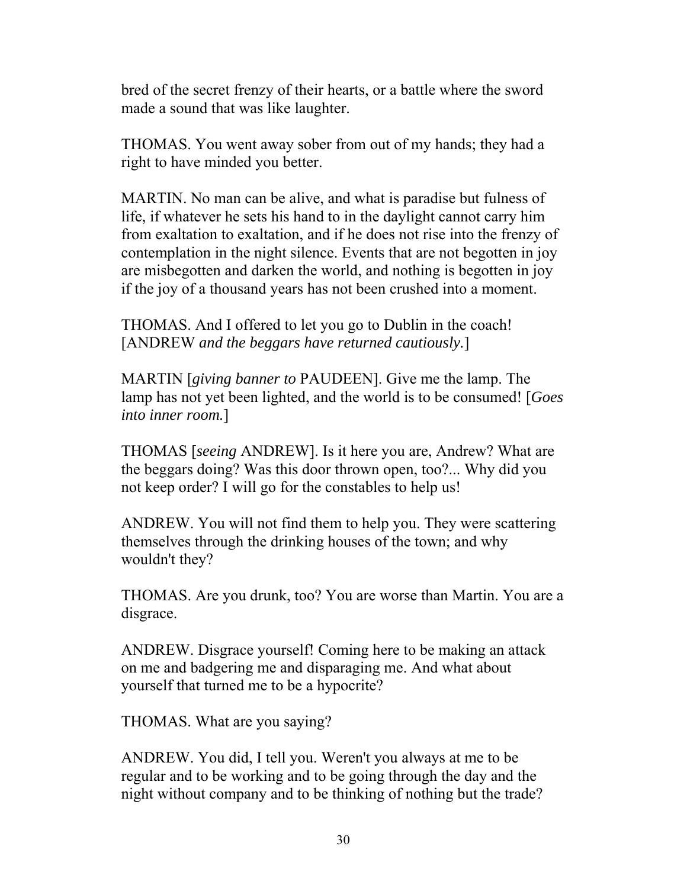bred of the secret frenzy of their hearts, or a battle where the sword made a sound that was like laughter.

THOMAS. You went away sober from out of my hands; they had a right to have minded you better.

MARTIN. No man can be alive, and what is paradise but fulness of life, if whatever he sets his hand to in the daylight cannot carry him from exaltation to exaltation, and if he does not rise into the frenzy of contemplation in the night silence. Events that are not begotten in joy are misbegotten and darken the world, and nothing is begotten in joy if the joy of a thousand years has not been crushed into a moment.

THOMAS. And I offered to let you go to Dublin in the coach! [ANDREW *and the beggars have returned cautiously.*]

MARTIN [*giving banner to* PAUDEEN]. Give me the lamp. The lamp has not yet been lighted, and the world is to be consumed! [*Goes into inner room.*]

THOMAS [*seeing* ANDREW]. Is it here you are, Andrew? What are the beggars doing? Was this door thrown open, too?... Why did you not keep order? I will go for the constables to help us!

ANDREW. You will not find them to help you. They were scattering themselves through the drinking houses of the town; and why wouldn't they?

THOMAS. Are you drunk, too? You are worse than Martin. You are a disgrace.

ANDREW. Disgrace yourself! Coming here to be making an attack on me and badgering me and disparaging me. And what about yourself that turned me to be a hypocrite?

THOMAS. What are you saying?

ANDREW. You did, I tell you. Weren't you always at me to be regular and to be working and to be going through the day and the night without company and to be thinking of nothing but the trade?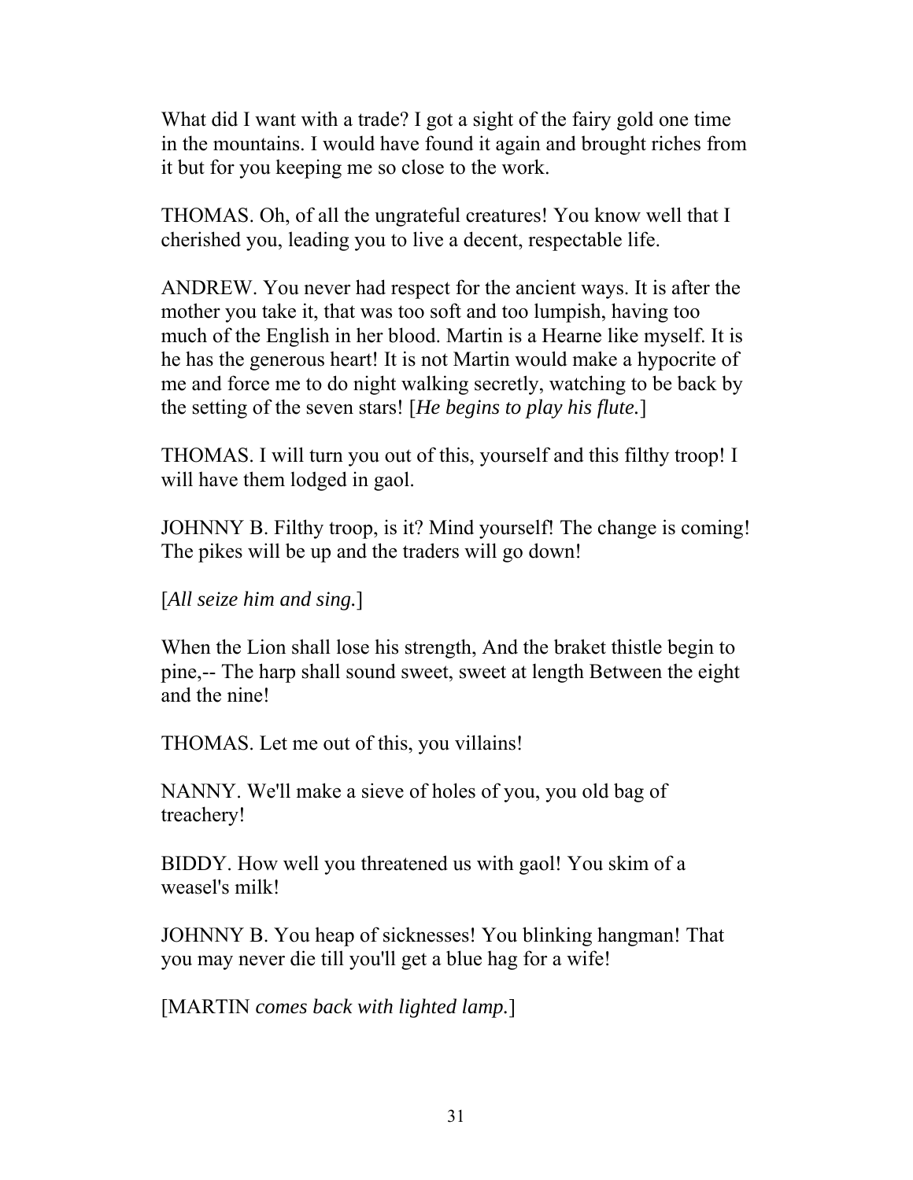What did I want with a trade? I got a sight of the fairy gold one time in the mountains. I would have found it again and brought riches from it but for you keeping me so close to the work.

THOMAS. Oh, of all the ungrateful creatures! You know well that I cherished you, leading you to live a decent, respectable life.

ANDREW. You never had respect for the ancient ways. It is after the mother you take it, that was too soft and too lumpish, having too much of the English in her blood. Martin is a Hearne like myself. It is he has the generous heart! It is not Martin would make a hypocrite of me and force me to do night walking secretly, watching to be back by the setting of the seven stars! [*He begins to play his flute.*]

THOMAS. I will turn you out of this, yourself and this filthy troop! I will have them lodged in gaol.

JOHNNY B. Filthy troop, is it? Mind yourself! The change is coming! The pikes will be up and the traders will go down!

[*All seize him and sing.*]

When the Lion shall lose his strength, And the braket thistle begin to pine,-- The harp shall sound sweet, sweet at length Between the eight and the nine!

THOMAS. Let me out of this, you villains!

NANNY. We'll make a sieve of holes of you, you old bag of treachery!

BIDDY. How well you threatened us with gaol! You skim of a weasel's milk!

JOHNNY B. You heap of sicknesses! You blinking hangman! That you may never die till you'll get a blue hag for a wife!

[MARTIN *comes back with lighted lamp.*]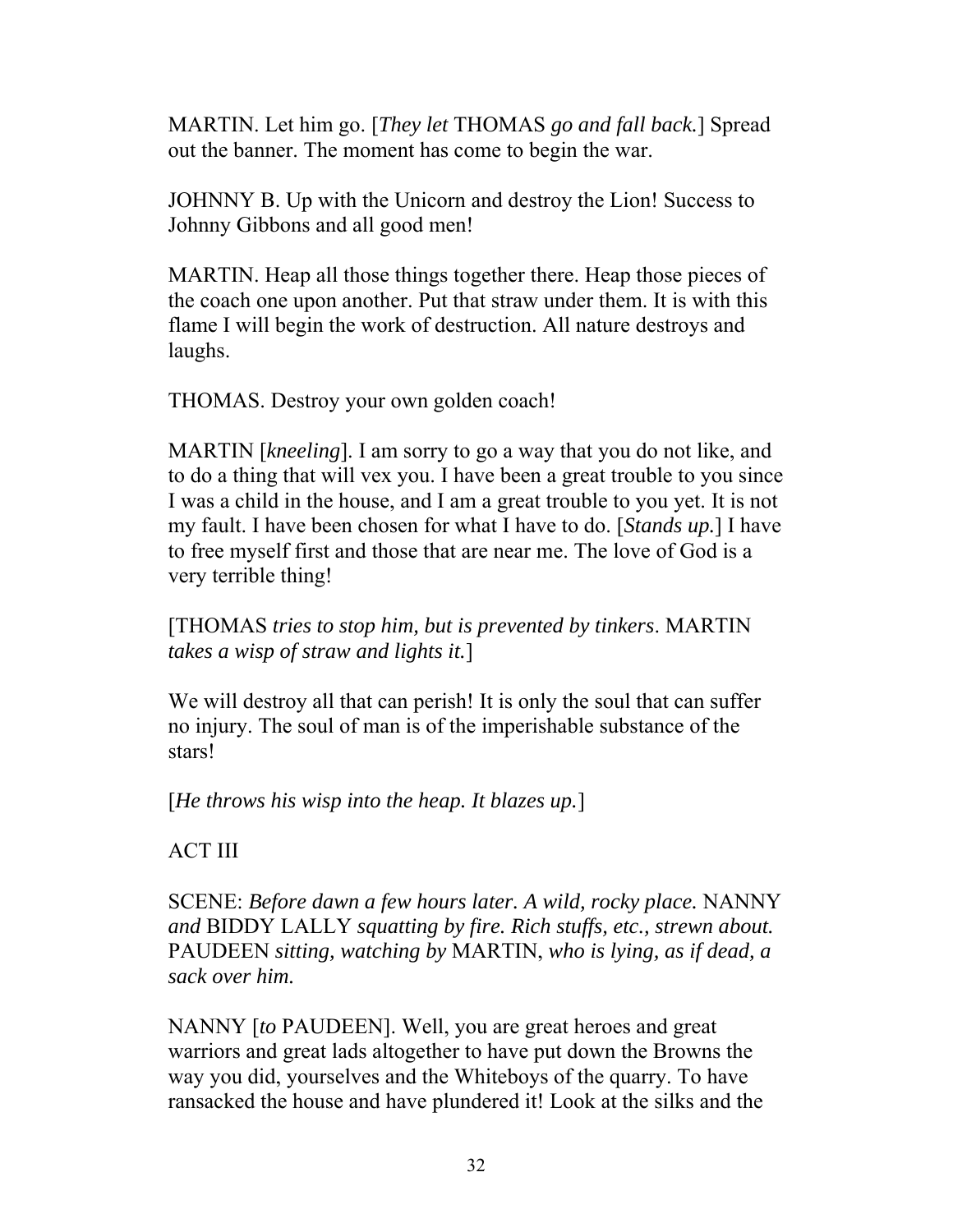MARTIN. Let him go. [*They let* THOMAS *go and fall back.*] Spread out the banner. The moment has come to begin the war.

JOHNNY B. Up with the Unicorn and destroy the Lion! Success to Johnny Gibbons and all good men!

MARTIN. Heap all those things together there. Heap those pieces of the coach one upon another. Put that straw under them. It is with this flame I will begin the work of destruction. All nature destroys and laughs.

THOMAS. Destroy your own golden coach!

MARTIN [*kneeling*]. I am sorry to go a way that you do not like, and to do a thing that will vex you. I have been a great trouble to you since I was a child in the house, and I am a great trouble to you yet. It is not my fault. I have been chosen for what I have to do. [*Stands up.*] I have to free myself first and those that are near me. The love of God is a very terrible thing!

[THOMAS *tries to stop him, but is prevented by tinkers*. MARTIN *takes a wisp of straw and lights it.*]

We will destroy all that can perish! It is only the soul that can suffer no injury. The soul of man is of the imperishable substance of the stars!

[*He throws his wisp into the heap. It blazes up.*]

## ACT III

SCENE: *Before dawn a few hours later. A wild, rocky place.* NANNY *and* BIDDY LALLY *squatting by fire. Rich stuffs, etc., strewn about.* PAUDEEN *sitting, watching by* MARTIN, *who is lying, as if dead, a sack over him.*

NANNY [*to* PAUDEEN]. Well, you are great heroes and great warriors and great lads altogether to have put down the Browns the way you did, yourselves and the Whiteboys of the quarry. To have ransacked the house and have plundered it! Look at the silks and the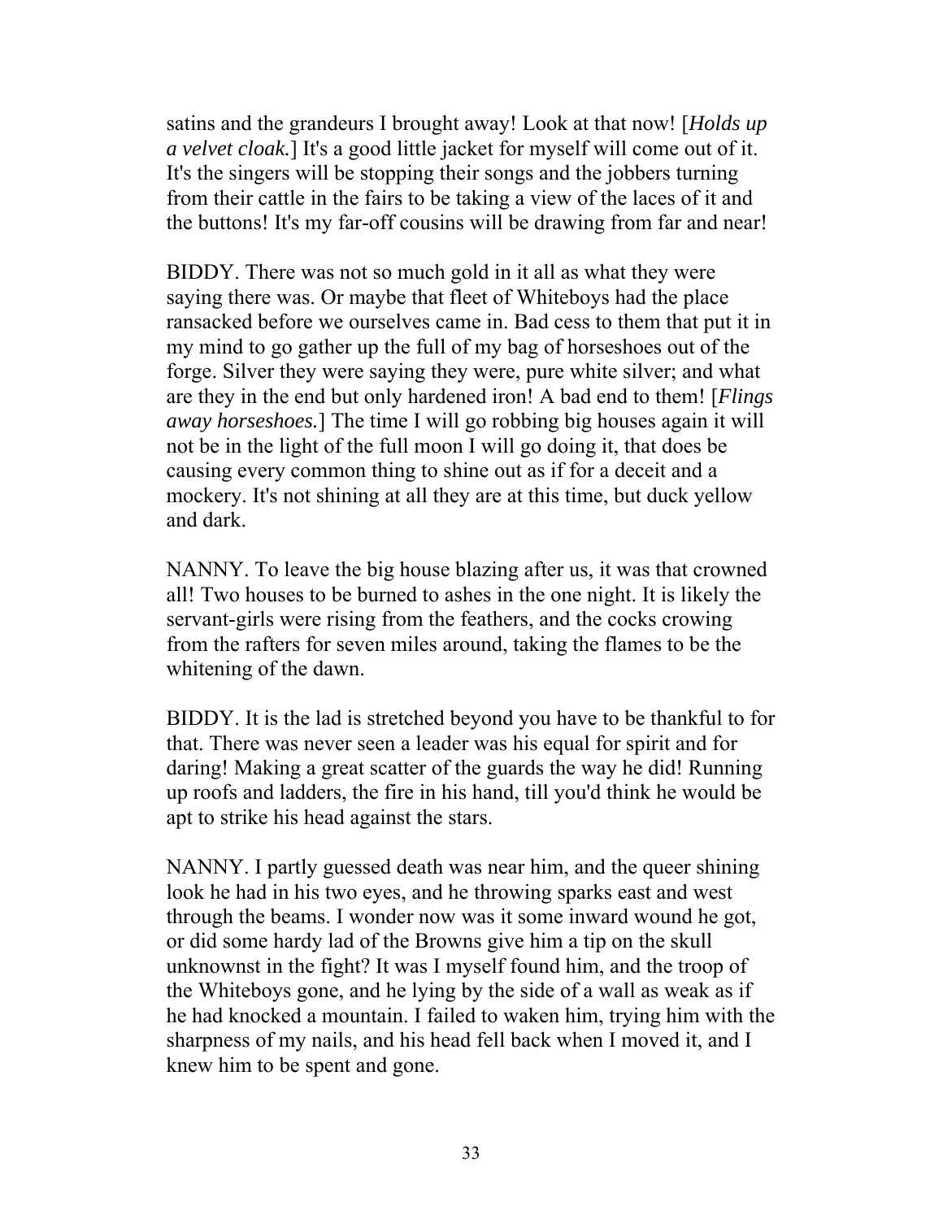satins and the grandeurs I brought away! Look at that now! [*Holds up a velvet cloak.*] It's a good little jacket for myself will come out of it. It's the singers will be stopping their songs and the jobbers turning from their cattle in the fairs to be taking a view of the laces of it and the buttons! It's my far-off cousins will be drawing from far and near!

BIDDY. There was not so much gold in it all as what they were saying there was. Or maybe that fleet of Whiteboys had the place ransacked before we ourselves came in. Bad cess to them that put it in my mind to go gather up the full of my bag of horseshoes out of the forge. Silver they were saying they were, pure white silver; and what are they in the end but only hardened iron! A bad end to them! [*Flings away horseshoes.*] The time I will go robbing big houses again it will not be in the light of the full moon I will go doing it, that does be causing every common thing to shine out as if for a deceit and a mockery. It's not shining at all they are at this time, but duck yellow and dark.

NANNY. To leave the big house blazing after us, it was that crowned all! Two houses to be burned to ashes in the one night. It is likely the servant-girls were rising from the feathers, and the cocks crowing from the rafters for seven miles around, taking the flames to be the whitening of the dawn.

BIDDY. It is the lad is stretched beyond you have to be thankful to for that. There was never seen a leader was his equal for spirit and for daring! Making a great scatter of the guards the way he did! Running up roofs and ladders, the fire in his hand, till you'd think he would be apt to strike his head against the stars.

NANNY. I partly guessed death was near him, and the queer shining look he had in his two eyes, and he throwing sparks east and west through the beams. I wonder now was it some inward wound he got, or did some hardy lad of the Browns give him a tip on the skull unknownst in the fight? It was I myself found him, and the troop of the Whiteboys gone, and he lying by the side of a wall as weak as if he had knocked a mountain. I failed to waken him, trying him with the sharpness of my nails, and his head fell back when I moved it, and I knew him to be spent and gone.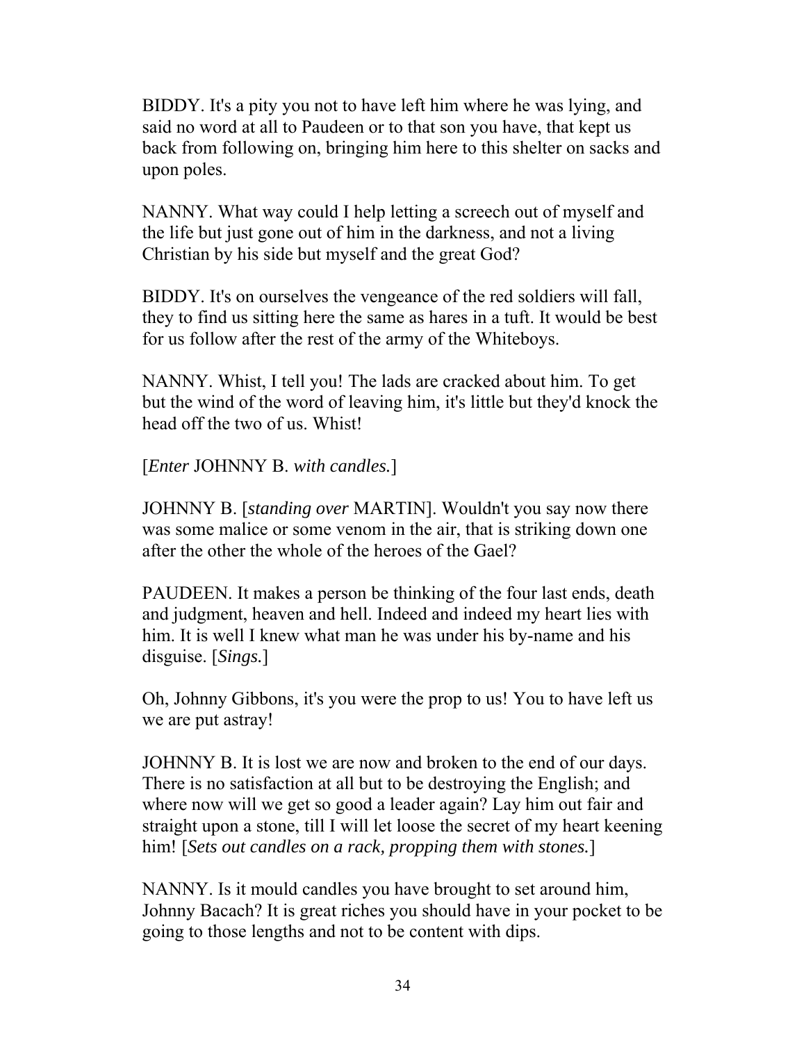BIDDY. It's a pity you not to have left him where he was lying, and said no word at all to Paudeen or to that son you have, that kept us back from following on, bringing him here to this shelter on sacks and upon poles.

NANNY. What way could I help letting a screech out of myself and the life but just gone out of him in the darkness, and not a living Christian by his side but myself and the great God?

BIDDY. It's on ourselves the vengeance of the red soldiers will fall, they to find us sitting here the same as hares in a tuft. It would be best for us follow after the rest of the army of the Whiteboys.

NANNY. Whist, I tell you! The lads are cracked about him. To get but the wind of the word of leaving him, it's little but they'd knock the head off the two of us. Whist!

[*Enter* JOHNNY B. *with candles.*]

JOHNNY B. [*standing over* MARTIN]. Wouldn't you say now there was some malice or some venom in the air, that is striking down one after the other the whole of the heroes of the Gael?

PAUDEEN. It makes a person be thinking of the four last ends, death and judgment, heaven and hell. Indeed and indeed my heart lies with him. It is well I knew what man he was under his by-name and his disguise. [*Sings.*]

Oh, Johnny Gibbons, it's you were the prop to us! You to have left us we are put astray!

JOHNNY B. It is lost we are now and broken to the end of our days. There is no satisfaction at all but to be destroying the English; and where now will we get so good a leader again? Lay him out fair and straight upon a stone, till I will let loose the secret of my heart keening him! [*Sets out candles on a rack, propping them with stones.*]

NANNY. Is it mould candles you have brought to set around him, Johnny Bacach? It is great riches you should have in your pocket to be going to those lengths and not to be content with dips.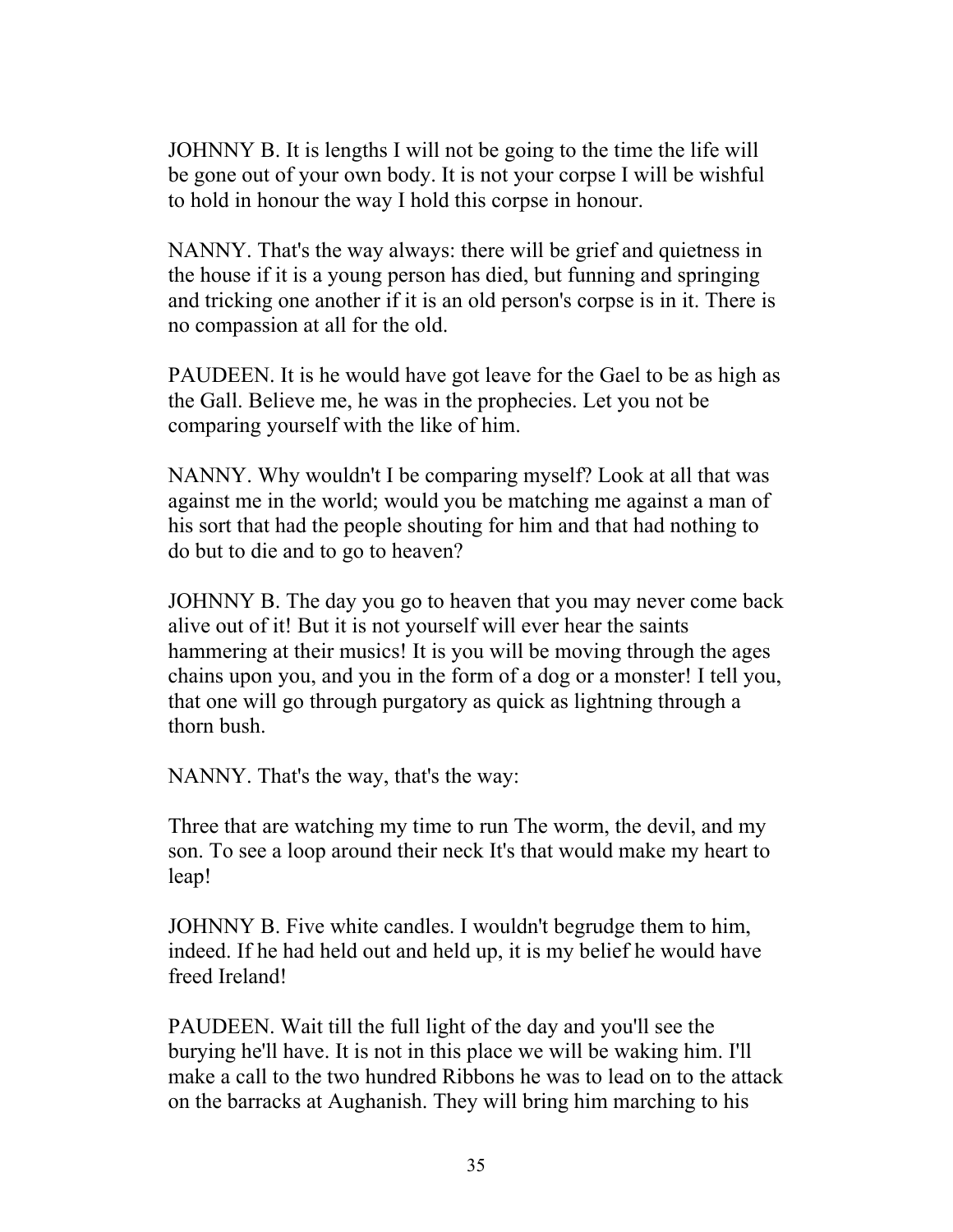JOHNNY B. It is lengths I will not be going to the time the life will be gone out of your own body. It is not your corpse I will be wishful to hold in honour the way I hold this corpse in honour.

NANNY. That's the way always: there will be grief and quietness in the house if it is a young person has died, but funning and springing and tricking one another if it is an old person's corpse is in it. There is no compassion at all for the old.

PAUDEEN. It is he would have got leave for the Gael to be as high as the Gall. Believe me, he was in the prophecies. Let you not be comparing yourself with the like of him.

NANNY. Why wouldn't I be comparing myself? Look at all that was against me in the world; would you be matching me against a man of his sort that had the people shouting for him and that had nothing to do but to die and to go to heaven?

JOHNNY B. The day you go to heaven that you may never come back alive out of it! But it is not yourself will ever hear the saints hammering at their musics! It is you will be moving through the ages chains upon you, and you in the form of a dog or a monster! I tell you, that one will go through purgatory as quick as lightning through a thorn bush.

NANNY. That's the way, that's the way:

Three that are watching my time to run The worm, the devil, and my son. To see a loop around their neck It's that would make my heart to leap!

JOHNNY B. Five white candles. I wouldn't begrudge them to him, indeed. If he had held out and held up, it is my belief he would have freed Ireland!

PAUDEEN. Wait till the full light of the day and you'll see the burying he'll have. It is not in this place we will be waking him. I'll make a call to the two hundred Ribbons he was to lead on to the attack on the barracks at Aughanish. They will bring him marching to his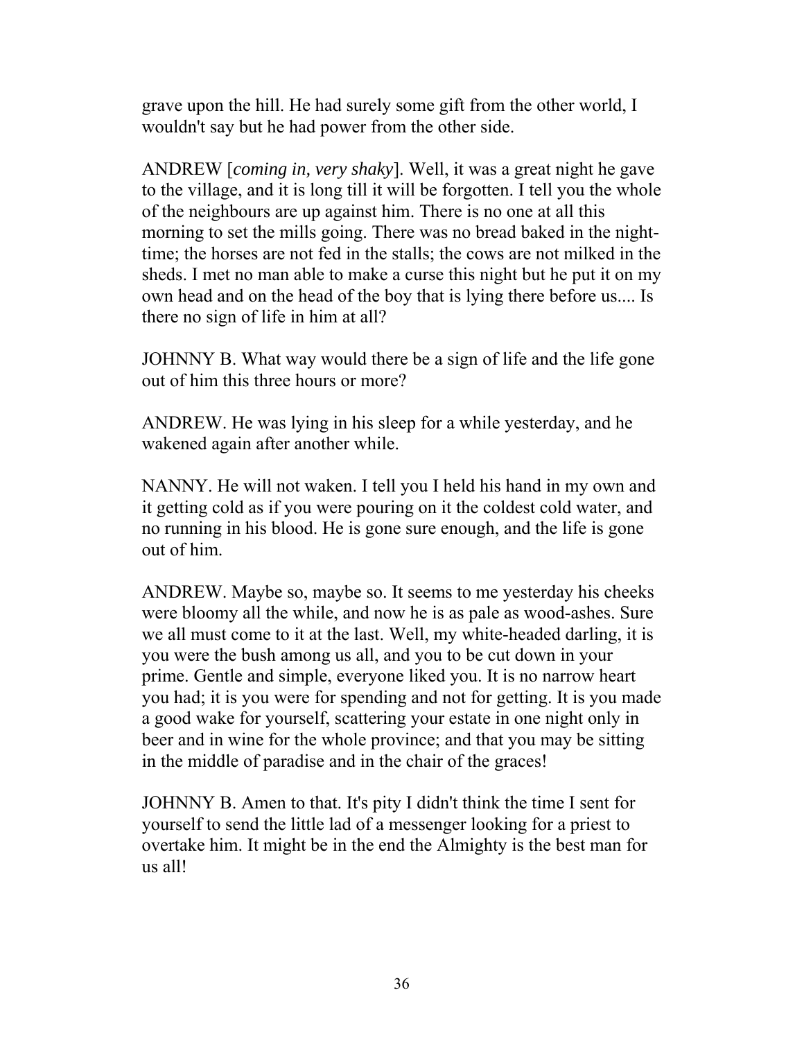grave upon the hill. He had surely some gift from the other world, I wouldn't say but he had power from the other side.

ANDREW [*coming in, very shaky*]. Well, it was a great night he gave to the village, and it is long till it will be forgotten. I tell you the whole of the neighbours are up against him. There is no one at all this morning to set the mills going. There was no bread baked in the night-time; the horses are not fed in the stalls; the cows are not milked in the sheds. I met no man able to make a curse this night but he put it on my own head and on the head of the boy that is lying there before us.... Is there no sign of life in him at all?

JOHNNY B. What way would there be a sign of life and the life gone out of him this three hours or more?

ANDREW. He was lying in his sleep for a while yesterday, and he wakened again after another while.

NANNY. He will not waken. I tell you I held his hand in my own and it getting cold as if you were pouring on it the coldest cold water, and no running in his blood. He is gone sure enough, and the life is gone out of him.

ANDREW. Maybe so, maybe so. It seems to me yesterday his cheeks were bloomy all the while, and now he is as pale as wood-ashes. Sure we all must come to it at the last. Well, my white-headed darling, it is you were the bush among us all, and you to be cut down in your prime. Gentle and simple, everyone liked you. It is no narrow heart you had; it is you were for spending and not for getting. It is you made a good wake for yourself, scattering your estate in one night only in beer and in wine for the whole province; and that you may be sitting in the middle of paradise and in the chair of the graces!

JOHNNY B. Amen to that. It's pity I didn't think the time I sent for yourself to send the little lad of a messenger looking for a priest to overtake him. It might be in the end the Almighty is the best man for us all!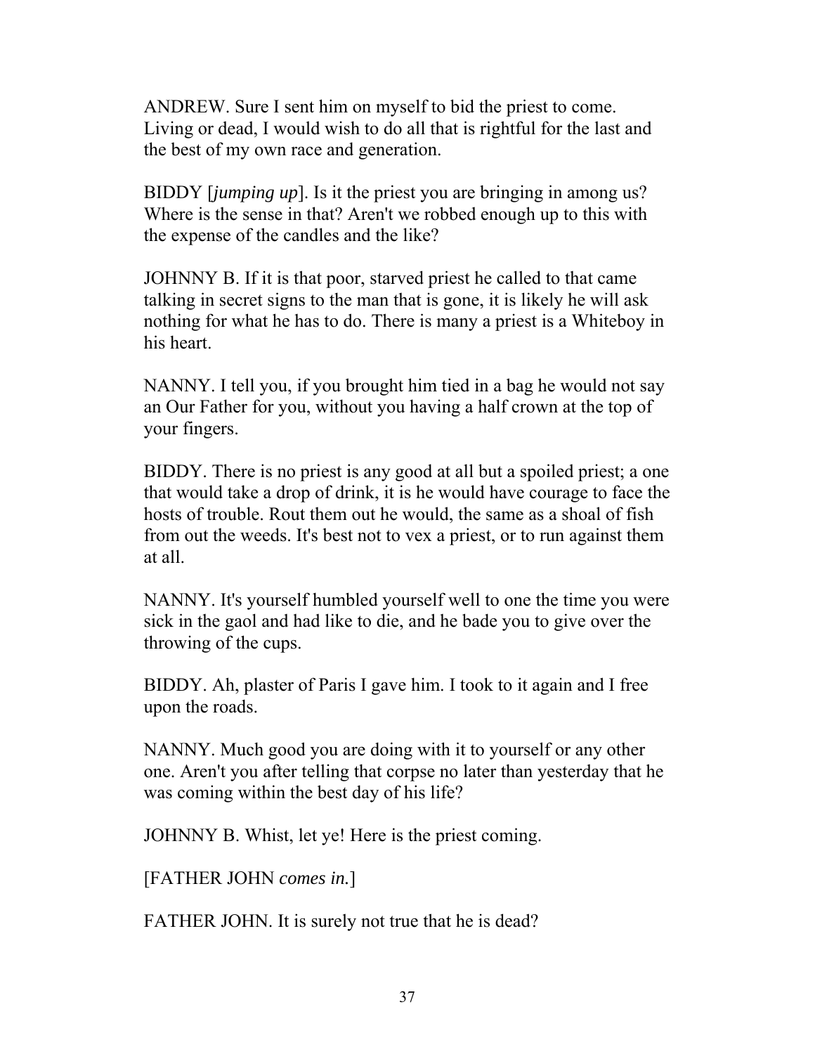ANDREW. Sure I sent him on myself to bid the priest to come. Living or dead, I would wish to do all that is rightful for the last and the best of my own race and generation.

BIDDY [*jumping up*]. Is it the priest you are bringing in among us? Where is the sense in that? Aren't we robbed enough up to this with the expense of the candles and the like?

JOHNNY B. If it is that poor, starved priest he called to that came talking in secret signs to the man that is gone, it is likely he will ask nothing for what he has to do. There is many a priest is a Whiteboy in his heart.

NANNY. I tell you, if you brought him tied in a bag he would not say an Our Father for you, without you having a half crown at the top of your fingers.

BIDDY. There is no priest is any good at all but a spoiled priest; a one that would take a drop of drink, it is he would have courage to face the hosts of trouble. Rout them out he would, the same as a shoal of fish from out the weeds. It's best not to vex a priest, or to run against them at all.

NANNY. It's yourself humbled yourself well to one the time you were sick in the gaol and had like to die, and he bade you to give over the throwing of the cups.

BIDDY. Ah, plaster of Paris I gave him. I took to it again and I free upon the roads.

NANNY. Much good you are doing with it to yourself or any other one. Aren't you after telling that corpse no later than yesterday that he was coming within the best day of his life?

JOHNNY B. Whist, let ye! Here is the priest coming.

[FATHER JOHN *comes in.*]

FATHER JOHN. It is surely not true that he is dead?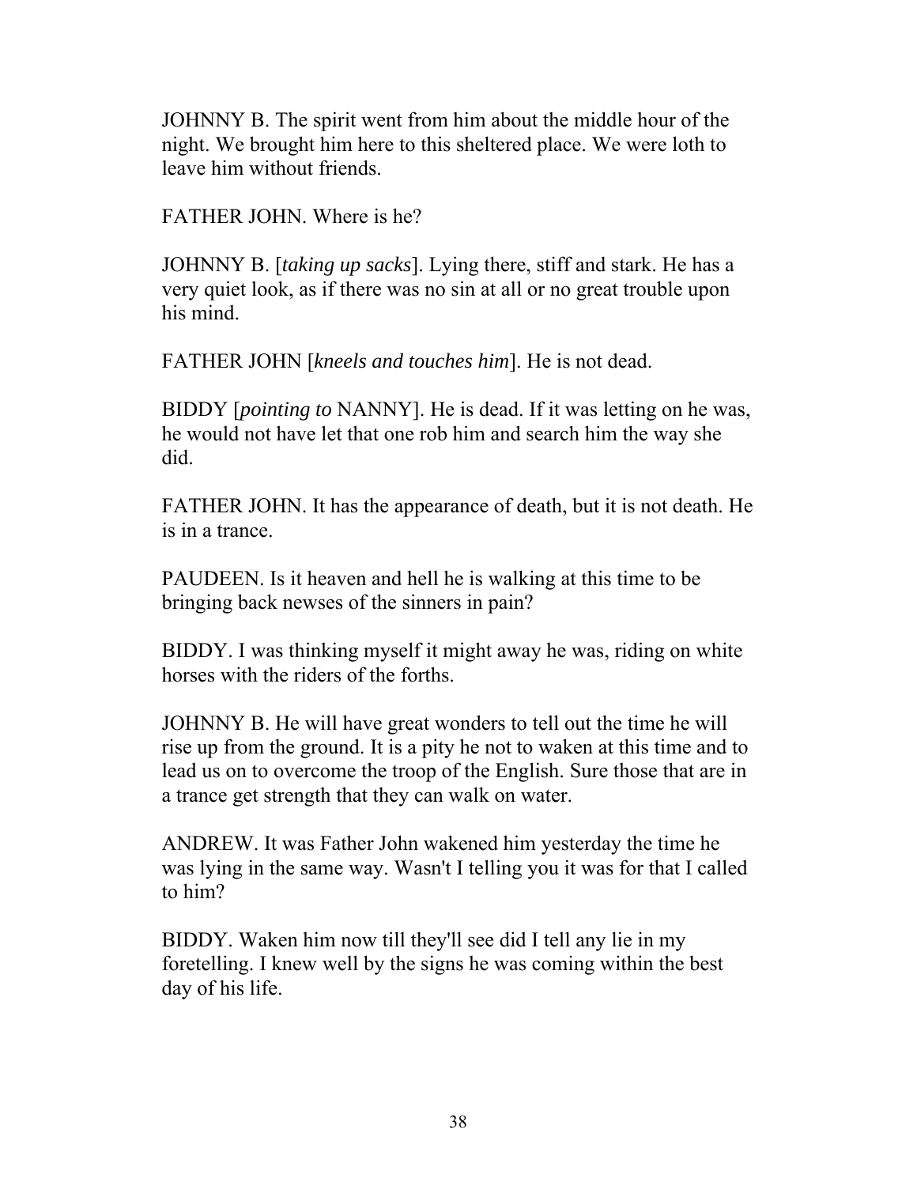JOHNNY B. The spirit went from him about the middle hour of the night. We brought him here to this sheltered place. We were loth to leave him without friends.

FATHER JOHN. Where is he?

JOHNNY B. [*taking up sacks*]. Lying there, stiff and stark. He has a very quiet look, as if there was no sin at all or no great trouble upon his mind.

FATHER JOHN [*kneels and touches him*]. He is not dead.

BIDDY [*pointing to* NANNY]. He is dead. If it was letting on he was, he would not have let that one rob him and search him the way she did.

FATHER JOHN. It has the appearance of death, but it is not death. He is in a trance.

PAUDEEN. Is it heaven and hell he is walking at this time to be bringing back newses of the sinners in pain?

BIDDY. I was thinking myself it might away he was, riding on white horses with the riders of the forths.

JOHNNY B. He will have great wonders to tell out the time he will rise up from the ground. It is a pity he not to waken at this time and to lead us on to overcome the troop of the English. Sure those that are in a trance get strength that they can walk on water.

ANDREW. It was Father John wakened him yesterday the time he was lying in the same way. Wasn't I telling you it was for that I called to him?

BIDDY. Waken him now till they'll see did I tell any lie in my foretelling. I knew well by the signs he was coming within the best day of his life.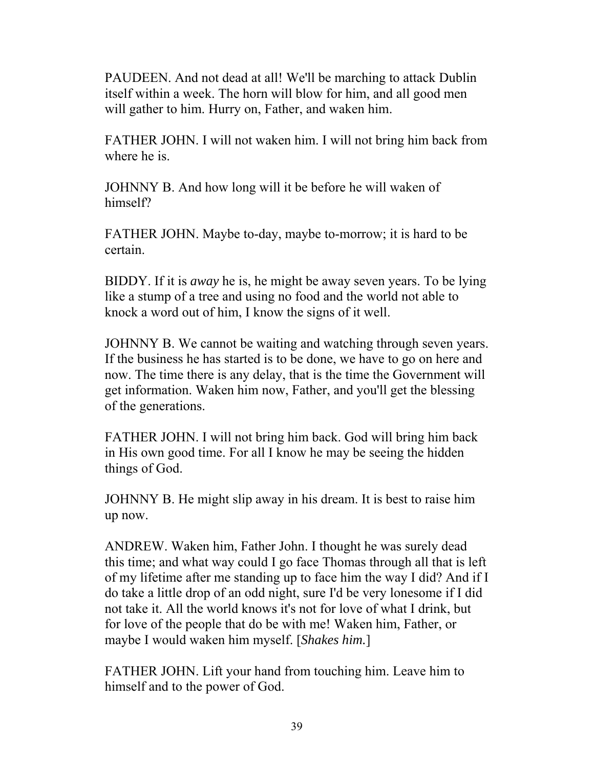PAUDEEN. And not dead at all! We'll be marching to attack Dublin itself within a week. The horn will blow for him, and all good men will gather to him. Hurry on, Father, and waken him.

FATHER JOHN. I will not waken him. I will not bring him back from where he is.

JOHNNY B. And how long will it be before he will waken of himself?

FATHER JOHN. Maybe to-day, maybe to-morrow; it is hard to be certain.

BIDDY. If it is *away* he is, he might be away seven years. To be lying like a stump of a tree and using no food and the world not able to knock a word out of him, I know the signs of it well.

JOHNNY B. We cannot be waiting and watching through seven years. If the business he has started is to be done, we have to go on here and now. The time there is any delay, that is the time the Government will get information. Waken him now, Father, and you'll get the blessing of the generations.

FATHER JOHN. I will not bring him back. God will bring him back in His own good time. For all I know he may be seeing the hidden things of God.

JOHNNY B. He might slip away in his dream. It is best to raise him up now.

ANDREW. Waken him, Father John. I thought he was surely dead this time; and what way could I go face Thomas through all that is left of my lifetime after me standing up to face him the way I did? And if I do take a little drop of an odd night, sure I'd be very lonesome if I did not take it. All the world knows it's not for love of what I drink, but for love of the people that do be with me! Waken him, Father, or maybe I would waken him myself. [*Shakes him.*]

FATHER JOHN. Lift your hand from touching him. Leave him to himself and to the power of God.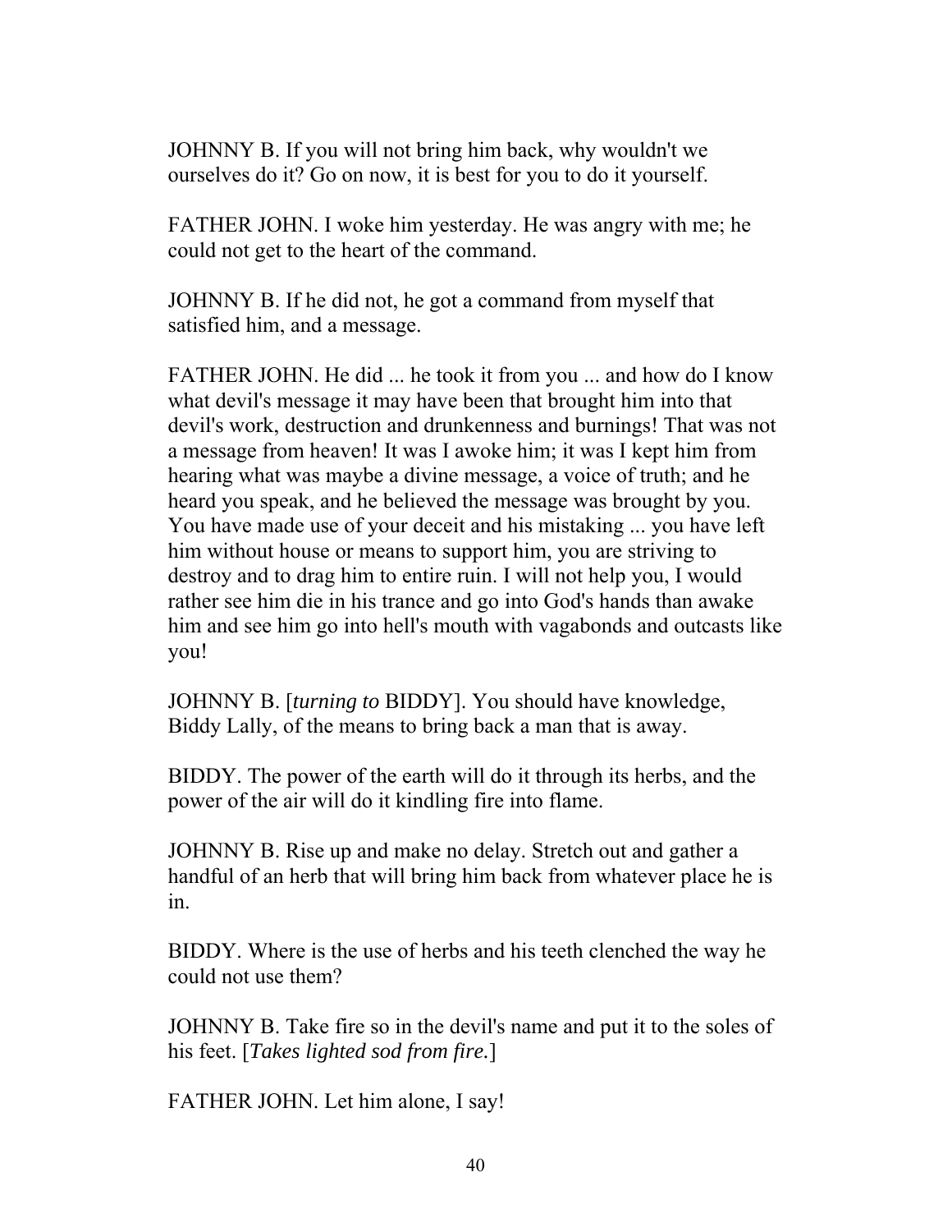JOHNNY B. If you will not bring him back, why wouldn't we ourselves do it? Go on now, it is best for you to do it yourself.

FATHER JOHN. I woke him yesterday. He was angry with me; he could not get to the heart of the command.

JOHNNY B. If he did not, he got a command from myself that satisfied him, and a message.

FATHER JOHN. He did ... he took it from you ... and how do I know what devil's message it may have been that brought him into that devil's work, destruction and drunkenness and burnings! That was not a message from heaven! It was I awoke him; it was I kept him from hearing what was maybe a divine message, a voice of truth; and he heard you speak, and he believed the message was brought by you. You have made use of your deceit and his mistaking ... you have left him without house or means to support him, you are striving to destroy and to drag him to entire ruin. I will not help you, I would rather see him die in his trance and go into God's hands than awake him and see him go into hell's mouth with vagabonds and outcasts like you!

JOHNNY B. [*turning to* BIDDY]. You should have knowledge, Biddy Lally, of the means to bring back a man that is away.

BIDDY. The power of the earth will do it through its herbs, and the power of the air will do it kindling fire into flame.

JOHNNY B. Rise up and make no delay. Stretch out and gather a handful of an herb that will bring him back from whatever place he is in.

BIDDY. Where is the use of herbs and his teeth clenched the way he could not use them?

JOHNNY B. Take fire so in the devil's name and put it to the soles of his feet. [*Takes lighted sod from fire.*]

FATHER JOHN. Let him alone, I say!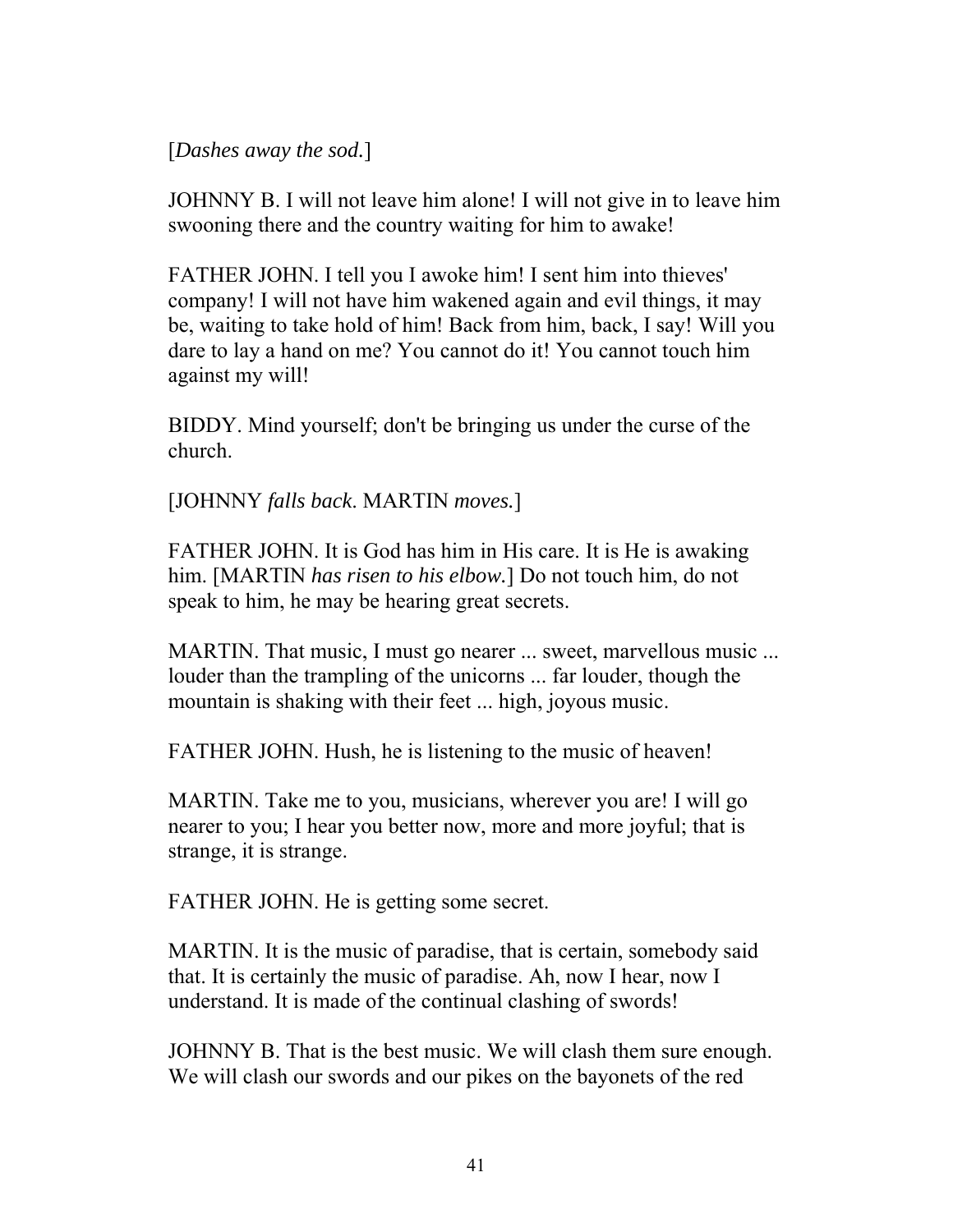[*Dashes away the sod.*]

JOHNNY B. I will not leave him alone! I will not give in to leave him swooning there and the country waiting for him to awake!

FATHER JOHN. I tell you I awoke him! I sent him into thieves' company! I will not have him wakened again and evil things, it may be, waiting to take hold of him! Back from him, back, I say! Will you dare to lay a hand on me? You cannot do it! You cannot touch him against my will!

BIDDY. Mind yourself; don't be bringing us under the curse of the church.

[JOHNNY *falls back*. MARTIN *moves.*]

FATHER JOHN. It is God has him in His care. It is He is awaking him. [MARTIN *has risen to his elbow.*] Do not touch him, do not speak to him, he may be hearing great secrets.

MARTIN. That music, I must go nearer ... sweet, marvellous music ... louder than the trampling of the unicorns ... far louder, though the mountain is shaking with their feet ... high, joyous music.

FATHER JOHN. Hush, he is listening to the music of heaven!

MARTIN. Take me to you, musicians, wherever you are! I will go nearer to you; I hear you better now, more and more joyful; that is strange, it is strange.

FATHER JOHN. He is getting some secret.

MARTIN. It is the music of paradise, that is certain, somebody said that. It is certainly the music of paradise. Ah, now I hear, now I understand. It is made of the continual clashing of swords!

JOHNNY B. That is the best music. We will clash them sure enough. We will clash our swords and our pikes on the bayonets of the red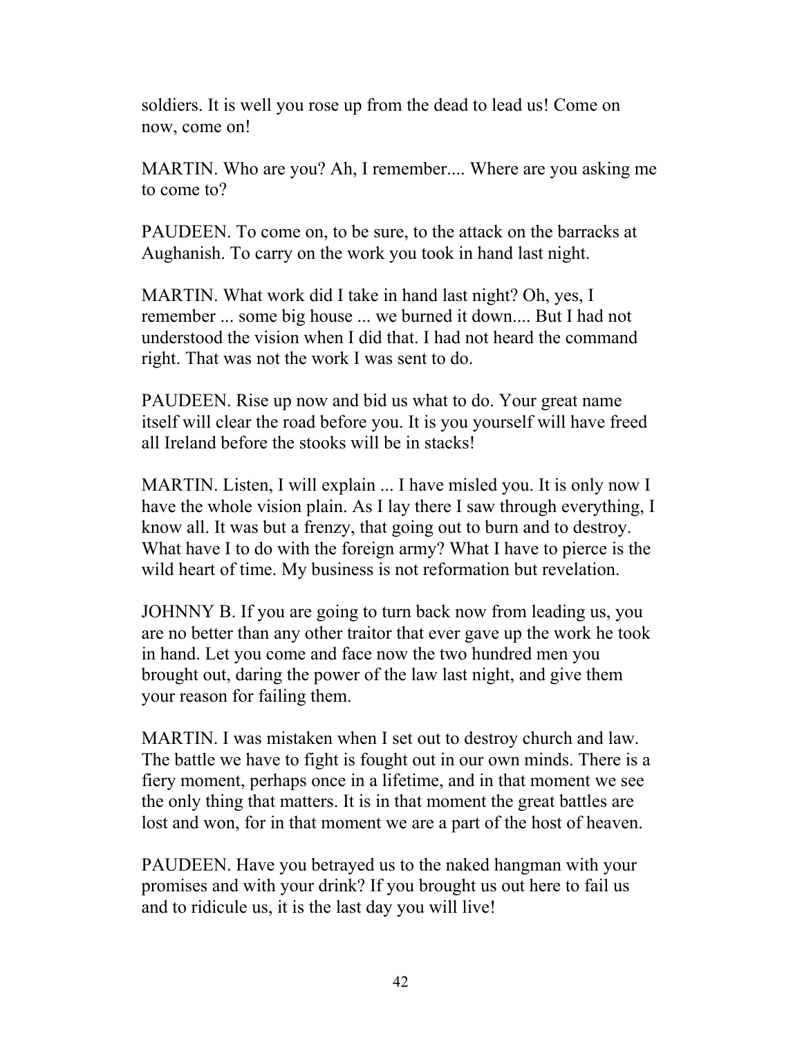soldiers. It is well you rose up from the dead to lead us! Come on now, come on!

MARTIN. Who are you? Ah, I remember.... Where are you asking me to come to?

PAUDEEN. To come on, to be sure, to the attack on the barracks at Aughanish. To carry on the work you took in hand last night.

MARTIN. What work did I take in hand last night? Oh, yes, I remember ... some big house ... we burned it down.... But I had not understood the vision when I did that. I had not heard the command right. That was not the work I was sent to do.

PAUDEEN. Rise up now and bid us what to do. Your great name itself will clear the road before you. It is you yourself will have freed all Ireland before the stooks will be in stacks!

MARTIN. Listen, I will explain ... I have misled you. It is only now I have the whole vision plain. As I lay there I saw through everything, I know all. It was but a frenzy, that going out to burn and to destroy. What have I to do with the foreign army? What I have to pierce is the wild heart of time. My business is not reformation but revelation.

JOHNNY B. If you are going to turn back now from leading us, you are no better than any other traitor that ever gave up the work he took in hand. Let you come and face now the two hundred men you brought out, daring the power of the law last night, and give them your reason for failing them.

MARTIN. I was mistaken when I set out to destroy church and law. The battle we have to fight is fought out in our own minds. There is a fiery moment, perhaps once in a lifetime, and in that moment we see the only thing that matters. It is in that moment the great battles are lost and won, for in that moment we are a part of the host of heaven.

PAUDEEN. Have you betrayed us to the naked hangman with your promises and with your drink? If you brought us out here to fail us and to ridicule us, it is the last day you will live!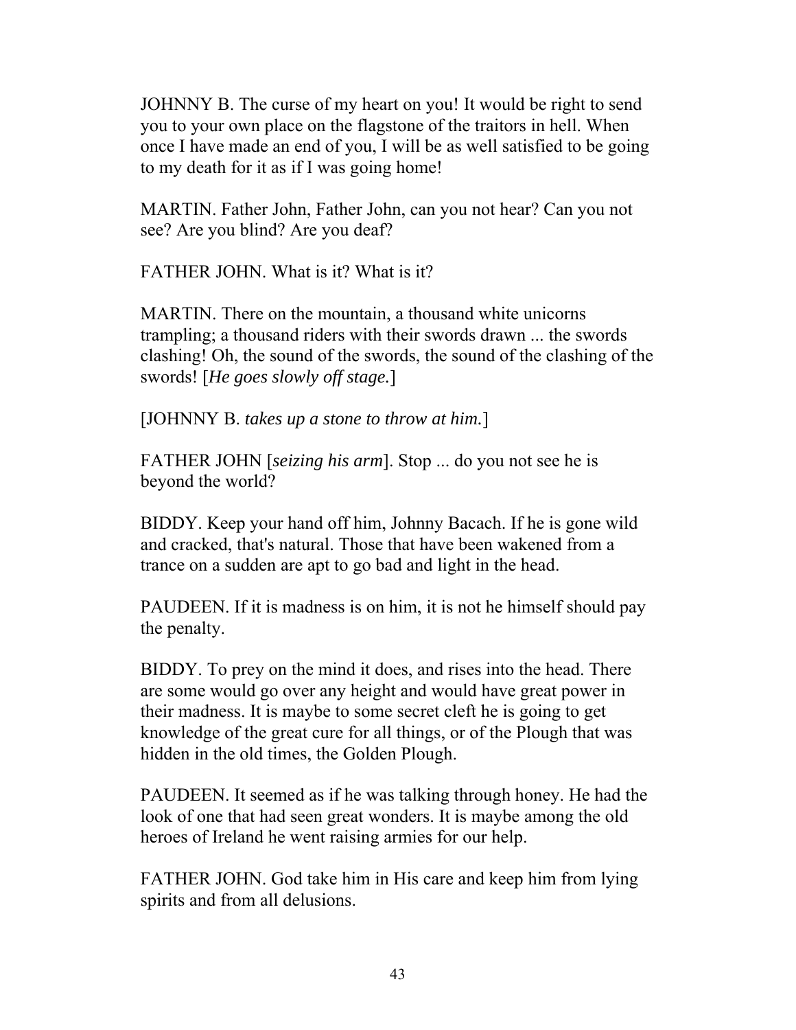JOHNNY B. The curse of my heart on you! It would be right to send you to your own place on the flagstone of the traitors in hell. When once I have made an end of you, I will be as well satisfied to be going to my death for it as if I was going home!

MARTIN. Father John, Father John, can you not hear? Can you not see? Are you blind? Are you deaf?

FATHER JOHN. What is it? What is it?

MARTIN. There on the mountain, a thousand white unicorns trampling; a thousand riders with their swords drawn ... the swords clashing! Oh, the sound of the swords, the sound of the clashing of the swords! [*He goes slowly off stage.*]

[JOHNNY B. *takes up a stone to throw at him.*]

FATHER JOHN [*seizing his arm*]. Stop ... do you not see he is beyond the world?

BIDDY. Keep your hand off him, Johnny Bacach. If he is gone wild and cracked, that's natural. Those that have been wakened from a trance on a sudden are apt to go bad and light in the head.

PAUDEEN. If it is madness is on him, it is not he himself should pay the penalty.

BIDDY. To prey on the mind it does, and rises into the head. There are some would go over any height and would have great power in their madness. It is maybe to some secret cleft he is going to get knowledge of the great cure for all things, or of the Plough that was hidden in the old times, the Golden Plough.

PAUDEEN. It seemed as if he was talking through honey. He had the look of one that had seen great wonders. It is maybe among the old heroes of Ireland he went raising armies for our help.

FATHER JOHN. God take him in His care and keep him from lying spirits and from all delusions.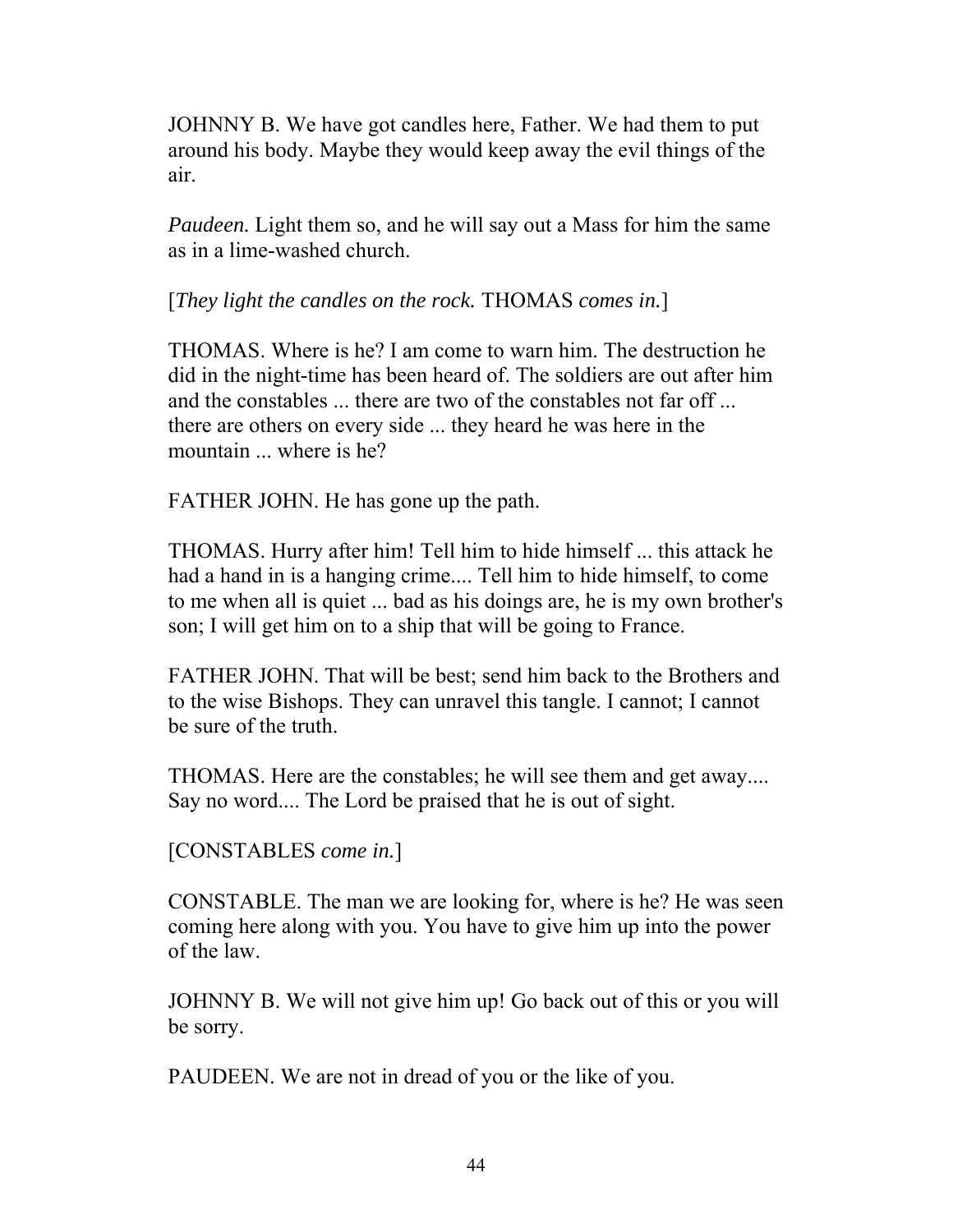JOHNNY B. We have got candles here, Father. We had them to put around his body. Maybe they would keep away the evil things of the air.

*Paudeen.* Light them so, and he will say out a Mass for him the same as in a lime-washed church.

[*They light the candles on the rock.* THOMAS *comes in.*]

THOMAS. Where is he? I am come to warn him. The destruction he did in the night-time has been heard of. The soldiers are out after him and the constables ... there are two of the constables not far off ... there are others on every side ... they heard he was here in the mountain ... where is he?

FATHER JOHN. He has gone up the path.

THOMAS. Hurry after him! Tell him to hide himself ... this attack he had a hand in is a hanging crime.... Tell him to hide himself, to come to me when all is quiet ... bad as his doings are, he is my own brother's son; I will get him on to a ship that will be going to France.

FATHER JOHN. That will be best; send him back to the Brothers and to the wise Bishops. They can unravel this tangle. I cannot; I cannot be sure of the truth.

THOMAS. Here are the constables; he will see them and get away.... Say no word.... The Lord be praised that he is out of sight.

[CONSTABLES *come in.*]

CONSTABLE. The man we are looking for, where is he? He was seen coming here along with you. You have to give him up into the power of the law.

JOHNNY B. We will not give him up! Go back out of this or you will be sorry.

PAUDEEN. We are not in dread of you or the like of you.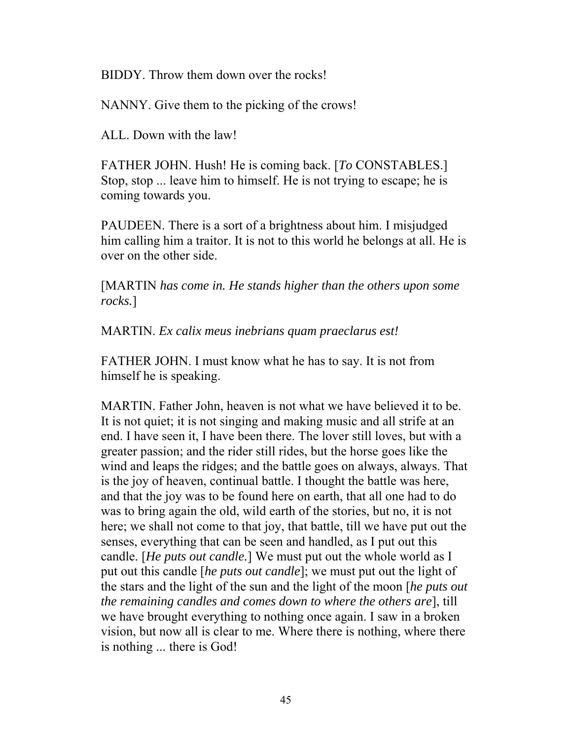BIDDY. Throw them down over the rocks!

NANNY. Give them to the picking of the crows!

ALL. Down with the law!

FATHER JOHN. Hush! He is coming back. [*To* CONSTABLES.] Stop, stop ... leave him to himself. He is not trying to escape; he is coming towards you.

PAUDEEN. There is a sort of a brightness about him. I misjudged him calling him a traitor. It is not to this world he belongs at all. He is over on the other side.

[MARTIN *has come in. He stands higher than the others upon some rocks.*]

MARTIN. *Ex calix meus inebrians quam praeclarus est!*

FATHER JOHN. I must know what he has to say. It is not from himself he is speaking.

MARTIN. Father John, heaven is not what we have believed it to be. It is not quiet; it is not singing and making music and all strife at an end. I have seen it, I have been there. The lover still loves, but with a greater passion; and the rider still rides, but the horse goes like the wind and leaps the ridges; and the battle goes on always, always. That is the joy of heaven, continual battle. I thought the battle was here, and that the joy was to be found here on earth, that all one had to do was to bring again the old, wild earth of the stories, but no, it is not here; we shall not come to that joy, that battle, till we have put out the senses, everything that can be seen and handled, as I put out this candle. [*He puts out candle.*] We must put out the whole world as I put out this candle [*he puts out candle*]; we must put out the light of the stars and the light of the sun and the light of the moon [*he puts out the remaining candles and comes down to where the others are*], till we have brought everything to nothing once again. I saw in a broken vision, but now all is clear to me. Where there is nothing, where there is nothing ... there is God!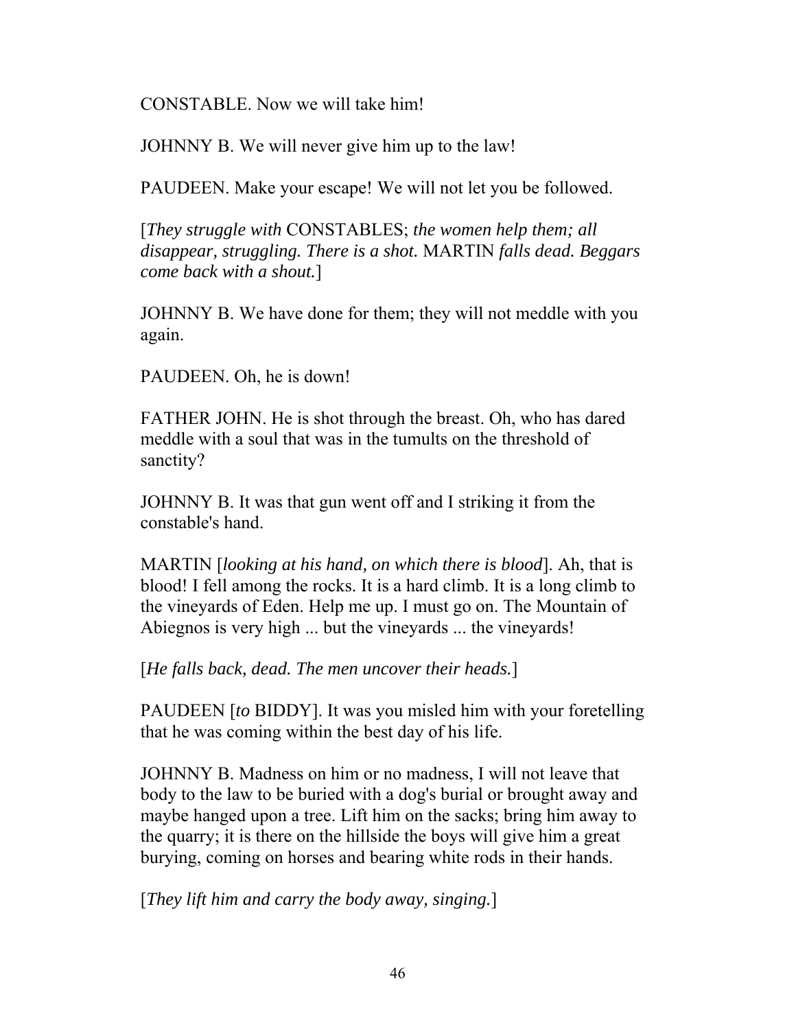CONSTABLE. Now we will take him!

JOHNNY B. We will never give him up to the law!

PAUDEEN. Make your escape! We will not let you be followed.

[*They struggle with* CONSTABLES; *the women help them; all disappear, struggling. There is a shot.* MARTIN *falls dead. Beggars come back with a shout.*]

JOHNNY B. We have done for them; they will not meddle with you again.

PAUDEEN. Oh, he is down!

FATHER JOHN. He is shot through the breast. Oh, who has dared meddle with a soul that was in the tumults on the threshold of sanctity?

JOHNNY B. It was that gun went off and I striking it from the constable's hand.

MARTIN [*looking at his hand, on which there is blood*]. Ah, that is blood! I fell among the rocks. It is a hard climb. It is a long climb to the vineyards of Eden. Help me up. I must go on. The Mountain of Abiegnos is very high ... but the vineyards ... the vineyards!

[*He falls back, dead. The men uncover their heads.*]

PAUDEEN [*to* BIDDY]. It was you misled him with your foretelling that he was coming within the best day of his life.

JOHNNY B. Madness on him or no madness, I will not leave that body to the law to be buried with a dog's burial or brought away and maybe hanged upon a tree. Lift him on the sacks; bring him away to the quarry; it is there on the hillside the boys will give him a great burying, coming on horses and bearing white rods in their hands.

[*They lift him and carry the body away, singing.*]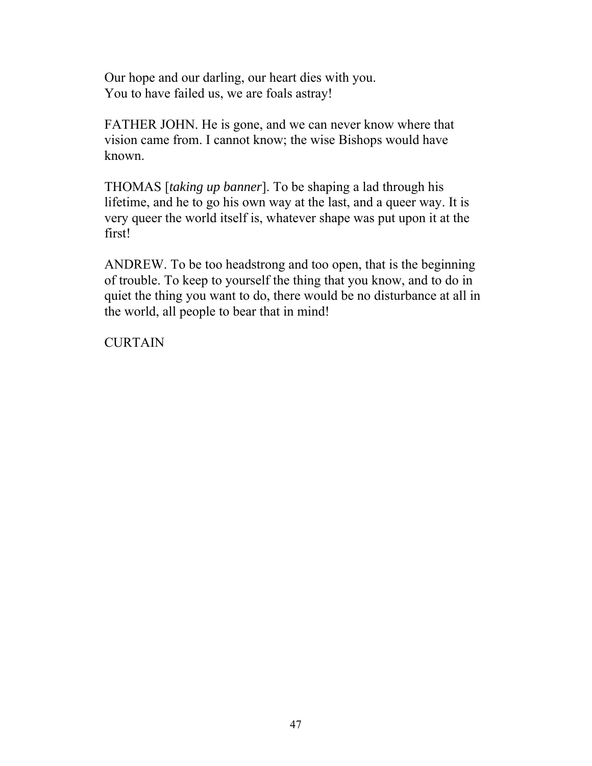Our hope and our darling, our heart dies with you.
You to have failed us, we are foals astray!

FATHER JOHN. He is gone, and we can never know where that vision came from. I cannot know; the wise Bishops would have known.

THOMAS [*taking up banner*]. To be shaping a lad through his lifetime, and he to go his own way at the last, and a queer way. It is very queer the world itself is, whatever shape was put upon it at the first!

ANDREW. To be too headstrong and too open, that is the beginning of trouble. To keep to yourself the thing that you know, and to do in quiet the thing you want to do, there would be no disturbance at all in the world, all people to bear that in mind!

CURTAIN